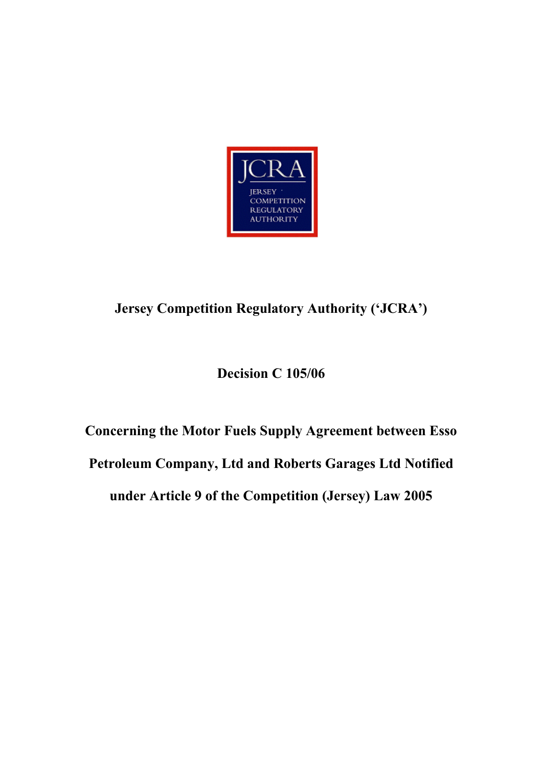JCRA

JERSEY COMPETITION REGULATORY AUTHORITY

**Jersey Competition Regulatory Authority ('JCRA')**

**Decision C 105/06**

**Concerning the Motor Fuels Supply Agreement between Esso Petroleum Company, Ltd and Roberts Garages Ltd Notified under Article 9 of the Competition (Jersey) Law 2005**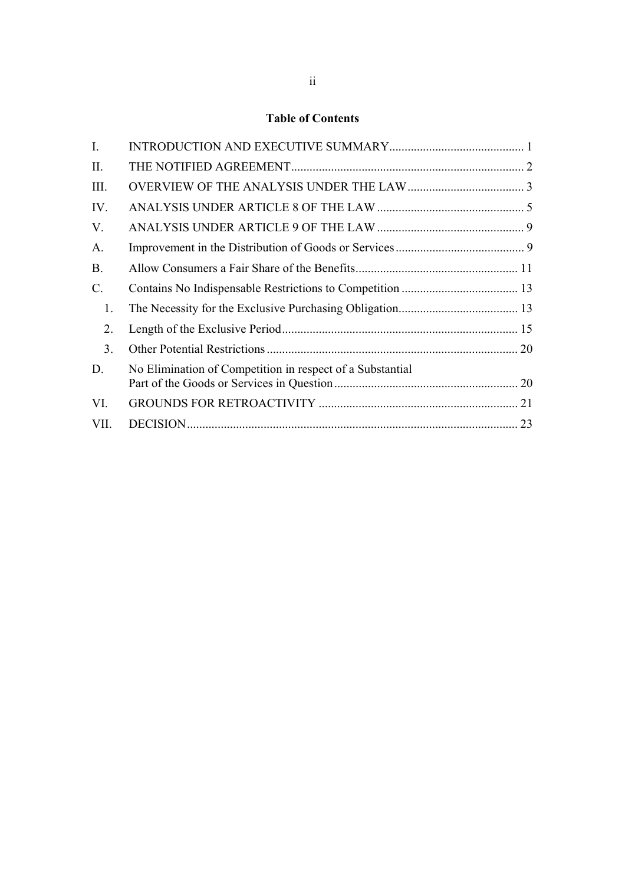# Table of Contents

| | | |
|---|---|---|
| I. | INTRODUCTION AND EXECUTIVE SUMMARY | 1 |
| II. | THE NOTIFIED AGREEMENT | 2 |
| III. | OVERVIEW OF THE ANALYSIS UNDER THE LAW | 3 |
| IV. | ANALYSIS UNDER ARTICLE 8 OF THE LAW | 5 |
| V. | ANALYSIS UNDER ARTICLE 9 OF THE LAW | 9 |
| A. | Improvement in the Distribution of Goods or Services | 9 |
| B. | Allow Consumers a Fair Share of the Benefits | 11 |
| C. | Contains No Indispensable Restrictions to Competition | 13 |
| 1. | The Necessity for the Exclusive Purchasing Obligation | 13 |
| 2. | Length of the Exclusive Period | 15 |
| 3. | Other Potential Restrictions | 20 |
| D. | No Elimination of Competition in respect of a Substantial Part of the Goods or Services in Question | 20 |
| VI. | GROUNDS FOR RETROACTIVITY | 21 |
| VII. | DECISION | 23 |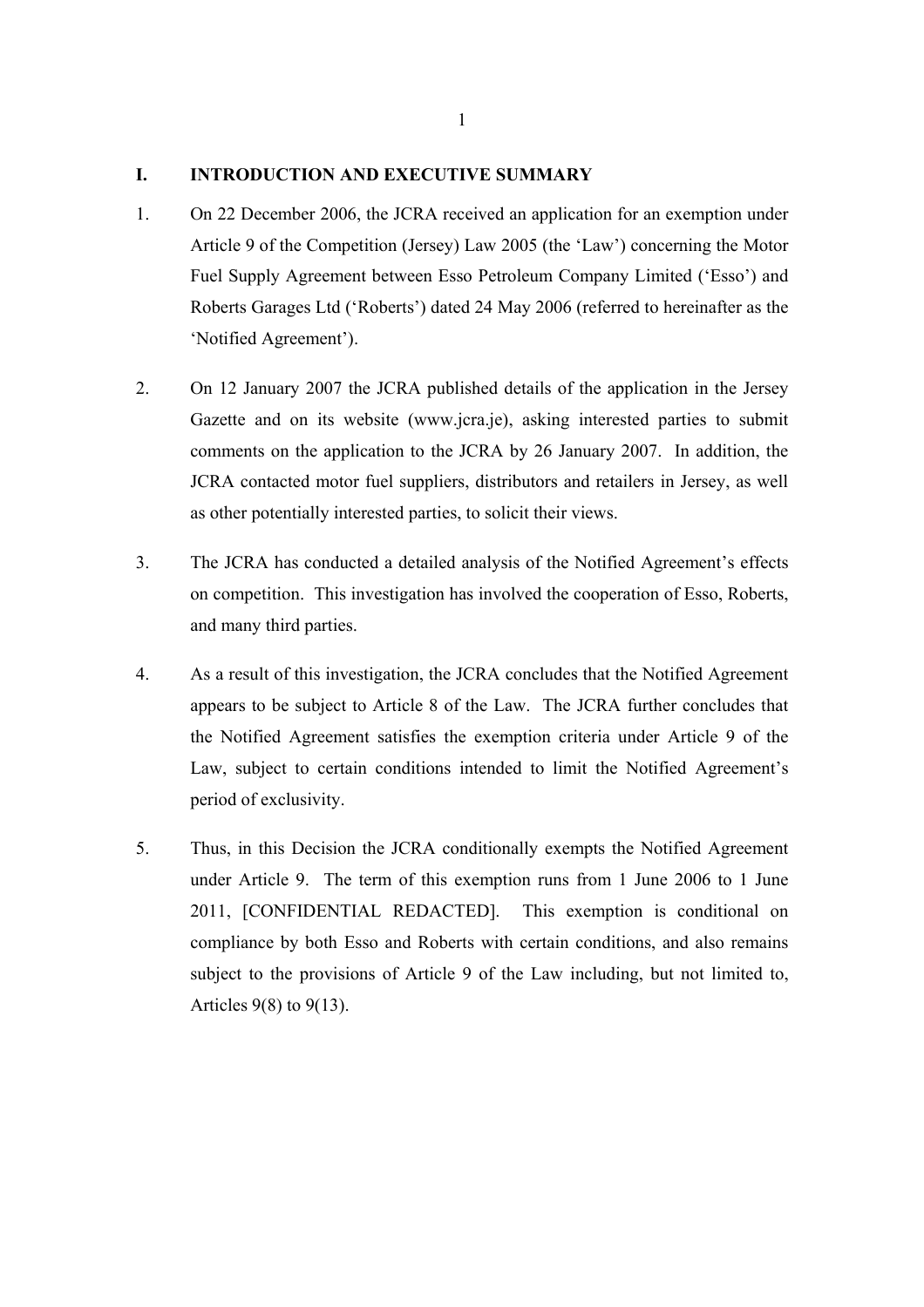## I. INTRODUCTION AND EXECUTIVE SUMMARY

1. On 22 December 2006, the JCRA received an application for an exemption under Article 9 of the Competition (Jersey) Law 2005 (the 'Law') concerning the Motor Fuel Supply Agreement between Esso Petroleum Company Limited ('Esso') and Roberts Garages Ltd ('Roberts') dated 24 May 2006 (referred to hereinafter as the 'Notified Agreement').

2. On 12 January 2007 the JCRA published details of the application in the Jersey Gazette and on its website (www.jcra.je), asking interested parties to submit comments on the application to the JCRA by 26 January 2007. In addition, the JCRA contacted motor fuel suppliers, distributors and retailers in Jersey, as well as other potentially interested parties, to solicit their views.

3. The JCRA has conducted a detailed analysis of the Notified Agreement's effects on competition. This investigation has involved the cooperation of Esso, Roberts, and many third parties.

4. As a result of this investigation, the JCRA concludes that the Notified Agreement appears to be subject to Article 8 of the Law. The JCRA further concludes that the Notified Agreement satisfies the exemption criteria under Article 9 of the Law, subject to certain conditions intended to limit the Notified Agreement's period of exclusivity.

5. Thus, in this Decision the JCRA conditionally exempts the Notified Agreement under Article 9. The term of this exemption runs from 1 June 2006 to 1 June 2011, [CONFIDENTIAL REDACTED]. This exemption is conditional on compliance by both Esso and Roberts with certain conditions, and also remains subject to the provisions of Article 9 of the Law including, but not limited to, Articles 9(8) to 9(13).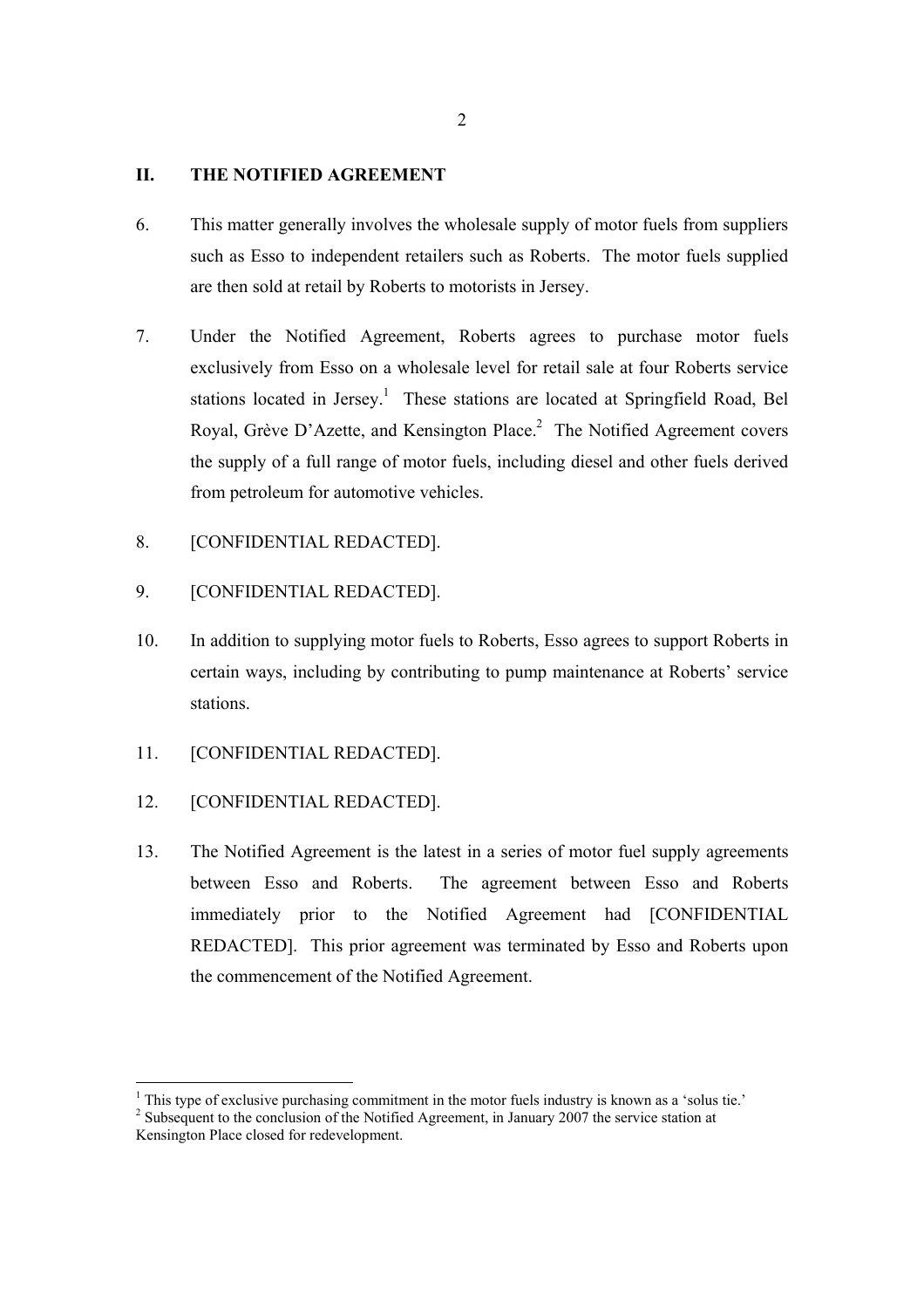## II. THE NOTIFIED AGREEMENT

6. This matter generally involves the wholesale supply of motor fuels from suppliers such as Esso to independent retailers such as Roberts. The motor fuels supplied are then sold at retail by Roberts to motorists in Jersey.

7. Under the Notified Agreement, Roberts agrees to purchase motor fuels exclusively from Esso on a wholesale level for retail sale at four Roberts service stations located in Jersey.[1] These stations are located at Springfield Road, Bel Royal, Grève D'Azette, and Kensington Place.[2] The Notified Agreement covers the supply of a full range of motor fuels, including diesel and other fuels derived from petroleum for automotive vehicles.

8. [CONFIDENTIAL REDACTED].

9. [CONFIDENTIAL REDACTED].

10. In addition to supplying motor fuels to Roberts, Esso agrees to support Roberts in certain ways, including by contributing to pump maintenance at Roberts' service stations.

11. [CONFIDENTIAL REDACTED].

12. [CONFIDENTIAL REDACTED].

13. The Notified Agreement is the latest in a series of motor fuel supply agreements between Esso and Roberts. The agreement between Esso and Roberts immediately prior to the Notified Agreement had [CONFIDENTIAL REDACTED]. This prior agreement was terminated by Esso and Roberts upon the commencement of the Notified Agreement.

---

[1] This type of exclusive purchasing commitment in the motor fuels industry is known as a 'solus tie.'

[2] Subsequent to the conclusion of the Notified Agreement, in January 2007 the service station at Kensington Place closed for redevelopment.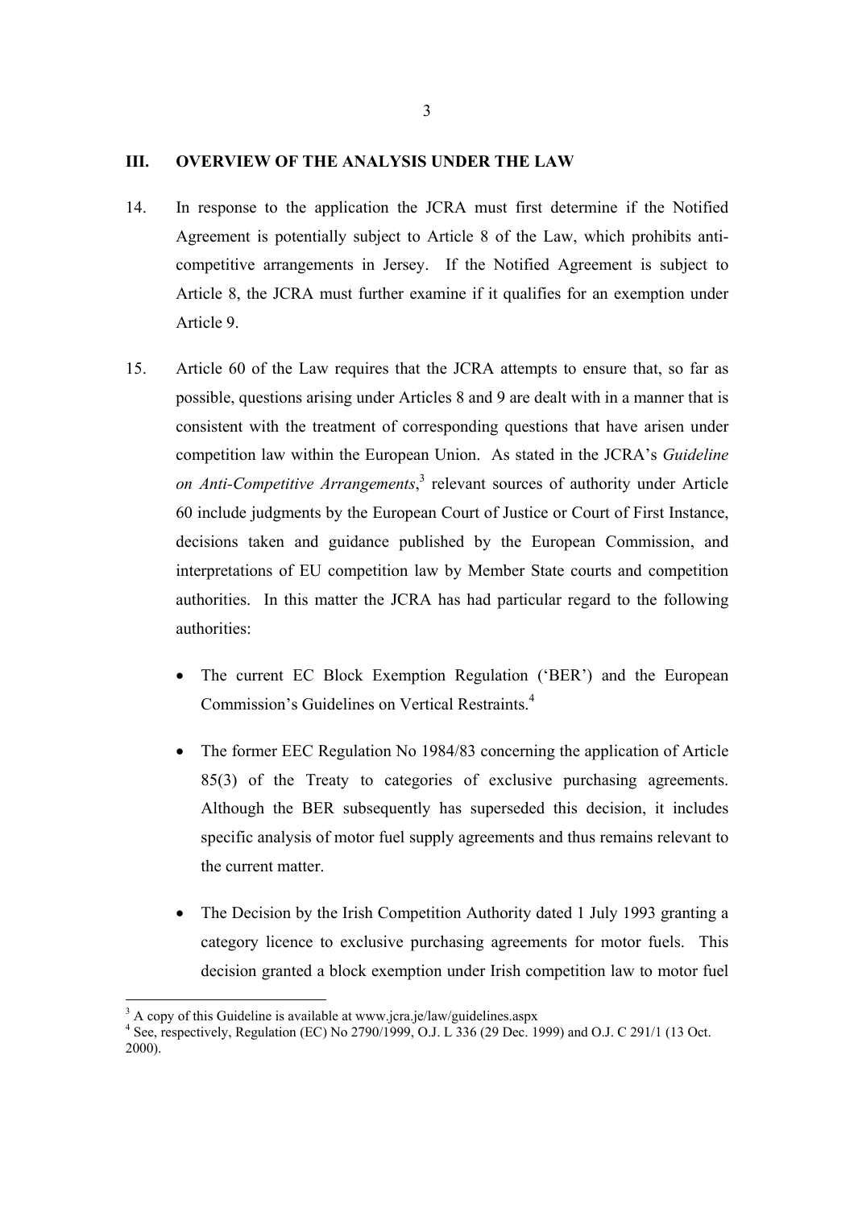## III. OVERVIEW OF THE ANALYSIS UNDER THE LAW

14. In response to the application the JCRA must first determine if the Notified Agreement is potentially subject to Article 8 of the Law, which prohibits anti-competitive arrangements in Jersey. If the Notified Agreement is subject to Article 8, the JCRA must further examine if it qualifies for an exemption under Article 9.

15. Article 60 of the Law requires that the JCRA attempts to ensure that, so far as possible, questions arising under Articles 8 and 9 are dealt with in a manner that is consistent with the treatment of corresponding questions that have arisen under competition law within the European Union. As stated in the JCRA's *Guideline on Anti-Competitive Arrangements*,[3] relevant sources of authority under Article 60 include judgments by the European Court of Justice or Court of First Instance, decisions taken and guidance published by the European Commission, and interpretations of EU competition law by Member State courts and competition authorities. In this matter the JCRA has had particular regard to the following authorities:

    - The current EC Block Exemption Regulation ('BER') and the European Commission's Guidelines on Vertical Restraints.[4]

    - The former EEC Regulation No 1984/83 concerning the application of Article 85(3) of the Treaty to categories of exclusive purchasing agreements. Although the BER subsequently has superseded this decision, it includes specific analysis of motor fuel supply agreements and thus remains relevant to the current matter.

    - The Decision by the Irish Competition Authority dated 1 July 1993 granting a category licence to exclusive purchasing agreements for motor fuels. This decision granted a block exemption under Irish competition law to motor fuel

---

[3] A copy of this Guideline is available at www.jcra.je/law/guidelines.aspx

[4] See, respectively, Regulation (EC) No 2790/1999, O.J. L 336 (29 Dec. 1999) and O.J. C 291/1 (13 Oct. 2000).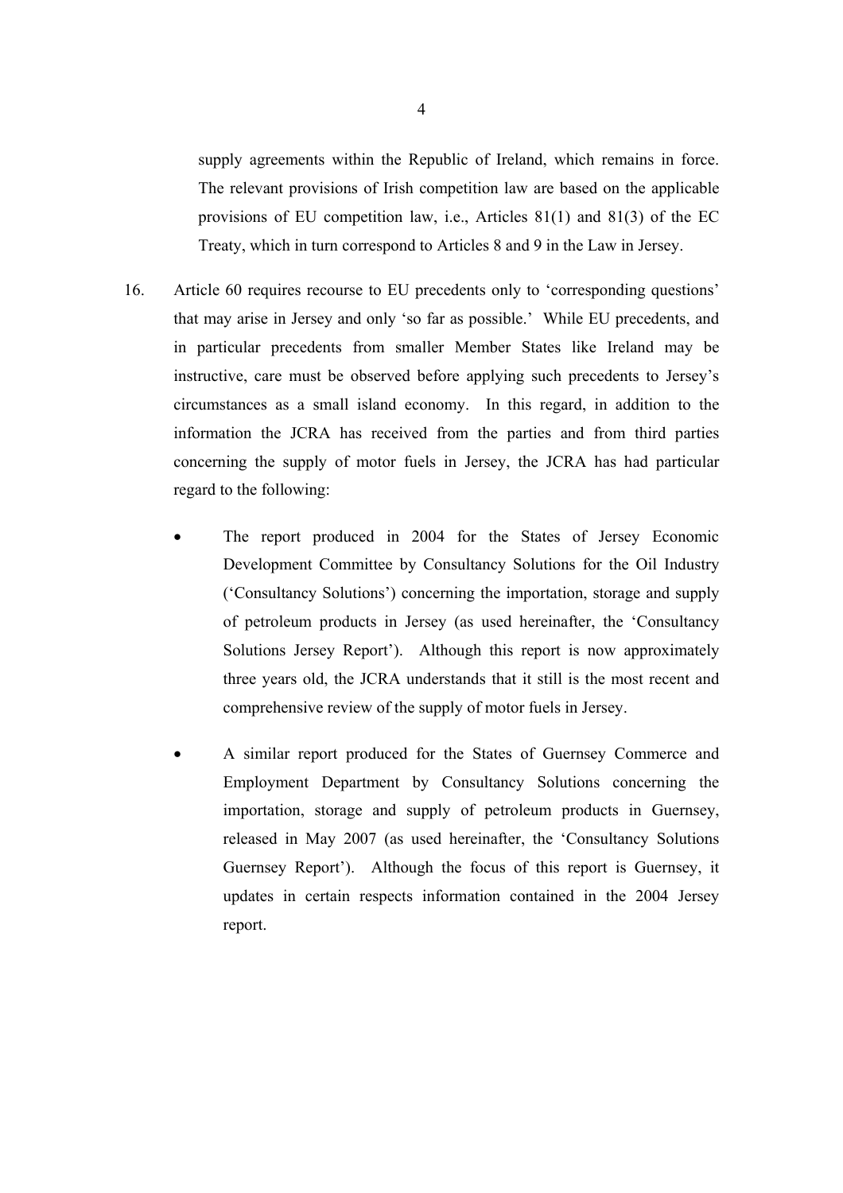supply agreements within the Republic of Ireland, which remains in force. The relevant provisions of Irish competition law are based on the applicable provisions of EU competition law, i.e., Articles 81(1) and 81(3) of the EC Treaty, which in turn correspond to Articles 8 and 9 in the Law in Jersey.

16. Article 60 requires recourse to EU precedents only to 'corresponding questions' that may arise in Jersey and only 'so far as possible.' While EU precedents, and in particular precedents from smaller Member States like Ireland may be instructive, care must be observed before applying such precedents to Jersey's circumstances as a small island economy. In this regard, in addition to the information the JCRA has received from the parties and from third parties concerning the supply of motor fuels in Jersey, the JCRA has had particular regard to the following:

    - The report produced in 2004 for the States of Jersey Economic Development Committee by Consultancy Solutions for the Oil Industry ('Consultancy Solutions') concerning the importation, storage and supply of petroleum products in Jersey (as used hereinafter, the 'Consultancy Solutions Jersey Report'). Although this report is now approximately three years old, the JCRA understands that it still is the most recent and comprehensive review of the supply of motor fuels in Jersey.

    - A similar report produced for the States of Guernsey Commerce and Employment Department by Consultancy Solutions concerning the importation, storage and supply of petroleum products in Guernsey, released in May 2007 (as used hereinafter, the 'Consultancy Solutions Guernsey Report'). Although the focus of this report is Guernsey, it updates in certain respects information contained in the 2004 Jersey report.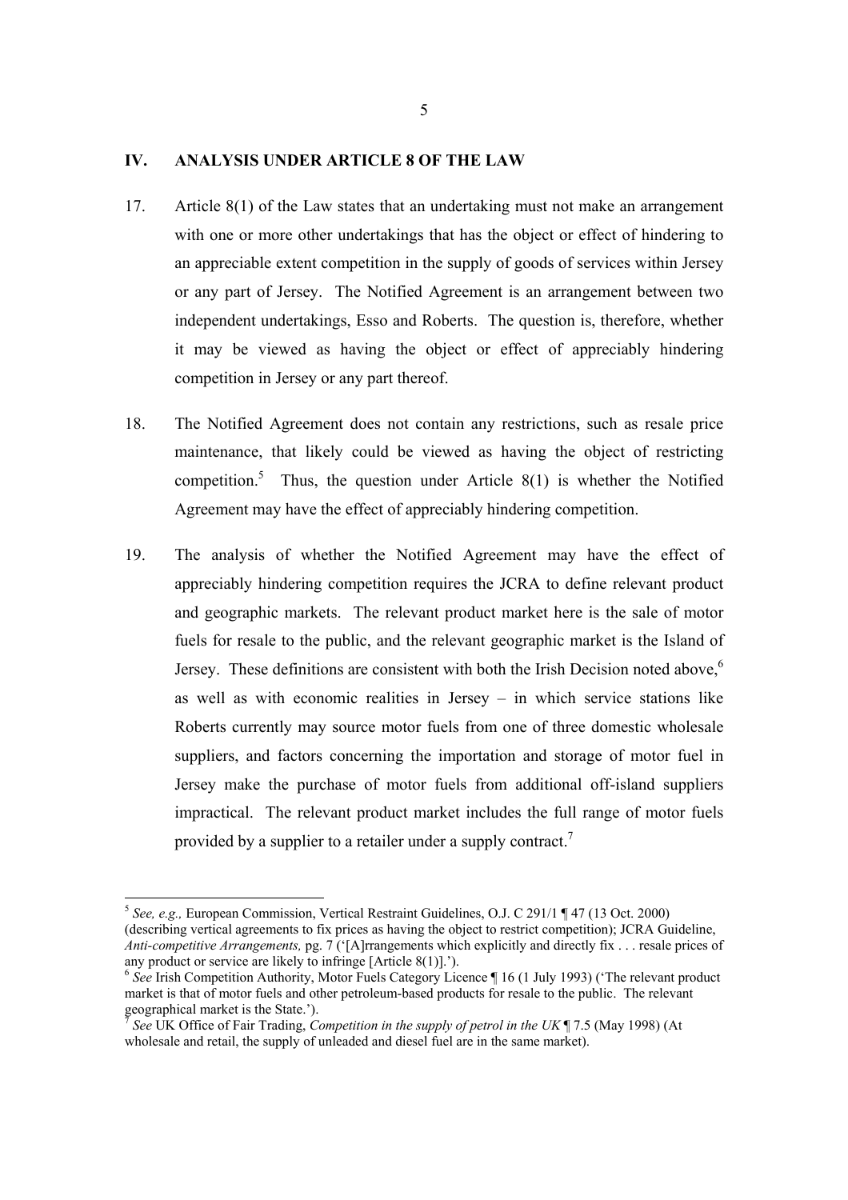## IV. ANALYSIS UNDER ARTICLE 8 OF THE LAW

17. Article 8(1) of the Law states that an undertaking must not make an arrangement with one or more other undertakings that has the object or effect of hindering to an appreciable extent competition in the supply of goods of services within Jersey or any part of Jersey. The Notified Agreement is an arrangement between two independent undertakings, Esso and Roberts. The question is, therefore, whether it may be viewed as having the object or effect of appreciably hindering competition in Jersey or any part thereof.

18. The Notified Agreement does not contain any restrictions, such as resale price maintenance, that likely could be viewed as having the object of restricting competition.[5] Thus, the question under Article 8(1) is whether the Notified Agreement may have the effect of appreciably hindering competition.

19. The analysis of whether the Notified Agreement may have the effect of appreciably hindering competition requires the JCRA to define relevant product and geographic markets. The relevant product market here is the sale of motor fuels for resale to the public, and the relevant geographic market is the Island of Jersey. These definitions are consistent with both the Irish Decision noted above,[6] as well as with economic realities in Jersey – in which service stations like Roberts currently may source motor fuels from one of three domestic wholesale suppliers, and factors concerning the importation and storage of motor fuel in Jersey make the purchase of motor fuels from additional off-island suppliers impractical. The relevant product market includes the full range of motor fuels provided by a supplier to a retailer under a supply contract.[7]

---

[5] *See, e.g.,* European Commission, Vertical Restraint Guidelines, O.J. C 291/1 ¶ 47 (13 Oct. 2000) (describing vertical agreements to fix prices as having the object to restrict competition); JCRA Guideline, *Anti-competitive Arrangements,* pg. 7 ('[A]rrangements which explicitly and directly fix . . . resale prices of any product or service are likely to infringe [Article 8(1)].').

[6] *See* Irish Competition Authority, Motor Fuels Category Licence ¶ 16 (1 July 1993) ('The relevant product market is that of motor fuels and other petroleum-based products for resale to the public. The relevant geographical market is the State.').

[7] *See* UK Office of Fair Trading, *Competition in the supply of petrol in the UK* ¶ 7.5 (May 1998) (At wholesale and retail, the supply of unleaded and diesel fuel are in the same market).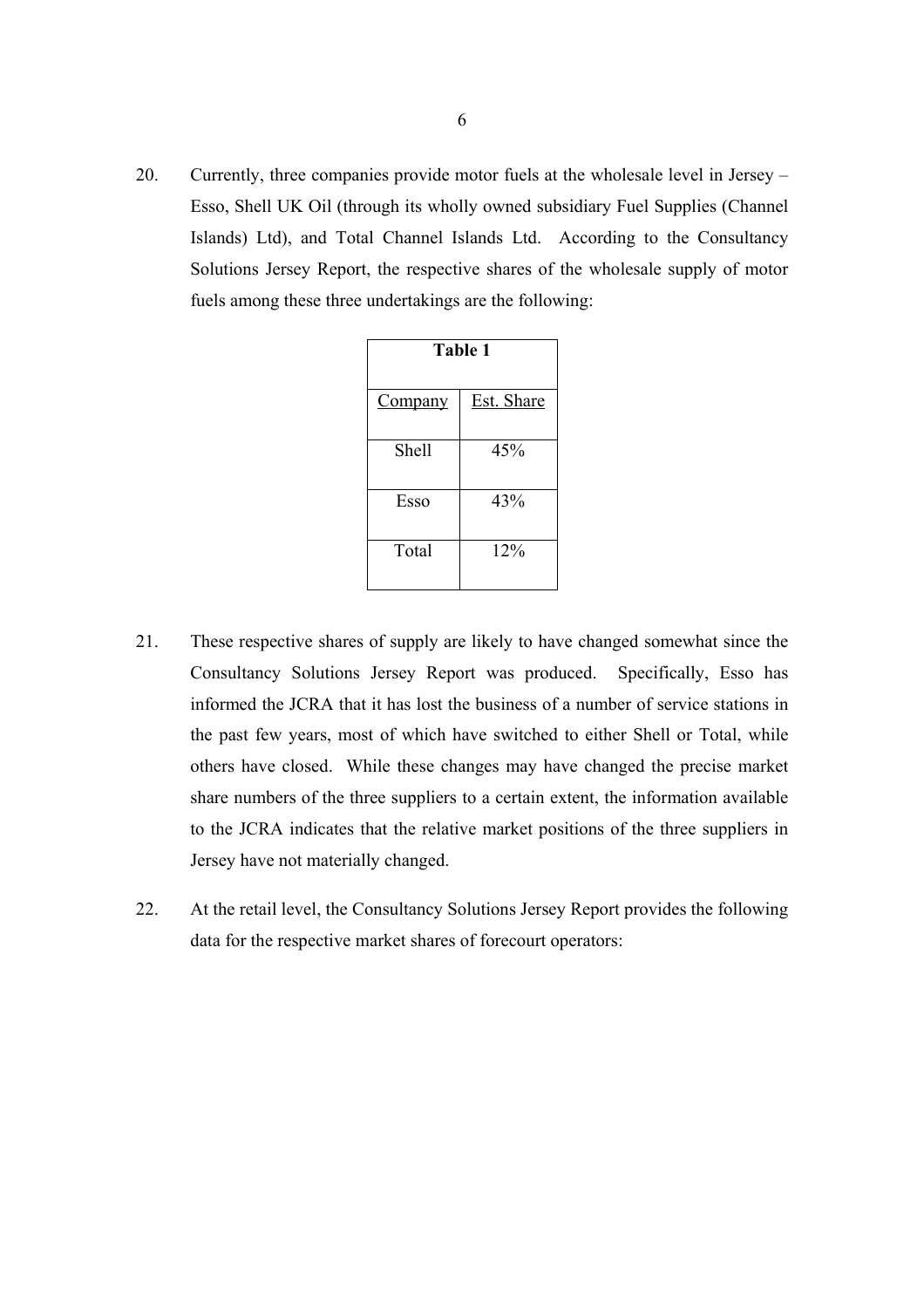20. Currently, three companies provide motor fuels at the wholesale level in Jersey – Esso, Shell UK Oil (through its wholly owned subsidiary Fuel Supplies (Channel Islands) Ltd), and Total Channel Islands Ltd. According to the Consultancy Solutions Jersey Report, the respective shares of the wholesale supply of motor fuels among these three undertakings are the following:

**Table 1**

| Company | Est. Share |
|---|---|
| Shell | 45% |
| Esso | 43% |
| Total | 12% |

21. These respective shares of supply are likely to have changed somewhat since the Consultancy Solutions Jersey Report was produced. Specifically, Esso has informed the JCRA that it has lost the business of a number of service stations in the past few years, most of which have switched to either Shell or Total, while others have closed. While these changes may have changed the precise market share numbers of the three suppliers to a certain extent, the information available to the JCRA indicates that the relative market positions of the three suppliers in Jersey have not materially changed.

22. At the retail level, the Consultancy Solutions Jersey Report provides the following data for the respective market shares of forecourt operators: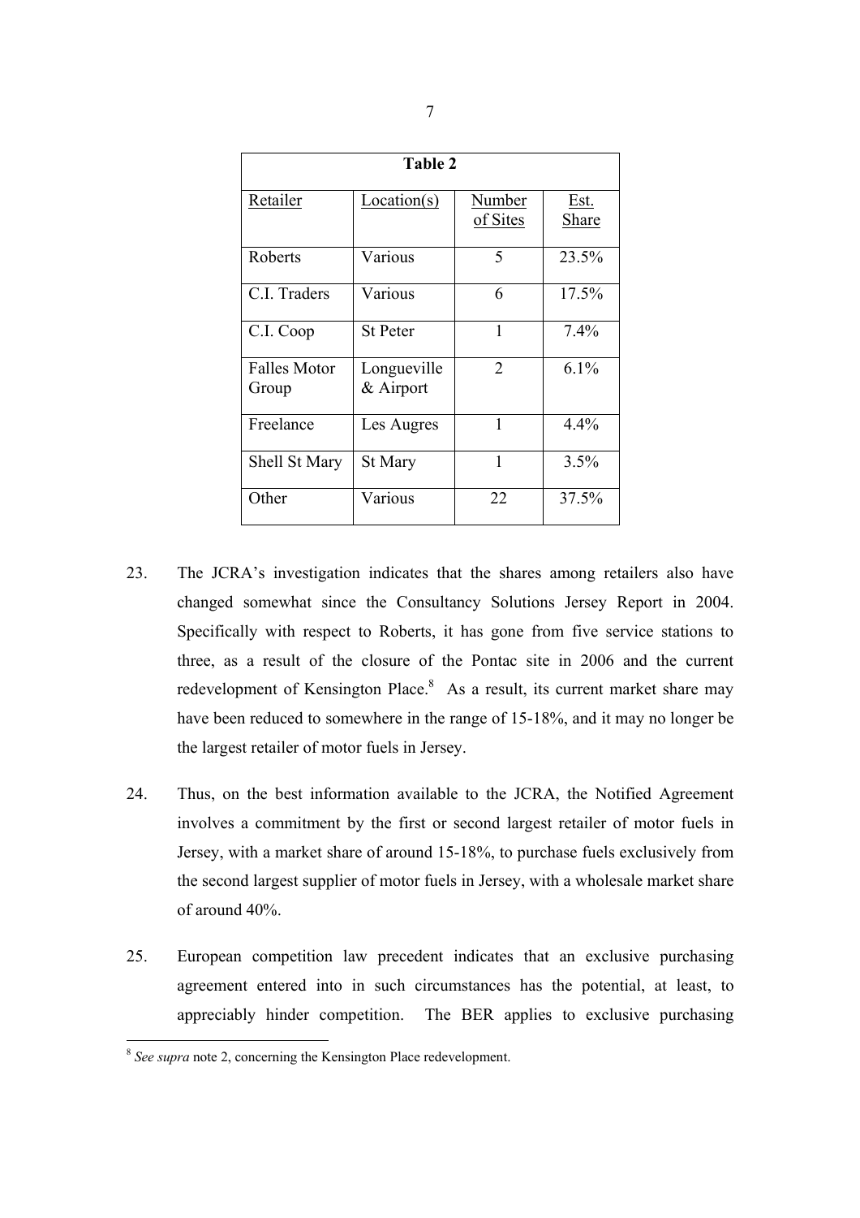| Table 2 | | | |
|---|---|---|---|
| Retailer | Location(s) | Number of Sites | Est. Share |
| Roberts | Various | 5 | 23.5% |
| C.I. Traders | Various | 6 | 17.5% |
| C.I. Coop | St Peter | 1 | 7.4% |
| Falles Motor Group | Longueville & Airport | 2 | 6.1% |
| Freelance | Les Augres | 1 | 4.4% |
| Shell St Mary | St Mary | 1 | 3.5% |
| Other | Various | 22 | 37.5% |

23. The JCRA's investigation indicates that the shares among retailers also have changed somewhat since the Consultancy Solutions Jersey Report in 2004. Specifically with respect to Roberts, it has gone from five service stations to three, as a result of the closure of the Pontac site in 2006 and the current redevelopment of Kensington Place.[8] As a result, its current market share may have been reduced to somewhere in the range of 15-18%, and it may no longer be the largest retailer of motor fuels in Jersey.

24. Thus, on the best information available to the JCRA, the Notified Agreement involves a commitment by the first or second largest retailer of motor fuels in Jersey, with a market share of around 15-18%, to purchase fuels exclusively from the second largest supplier of motor fuels in Jersey, with a wholesale market share of around 40%.

25. European competition law precedent indicates that an exclusive purchasing agreement entered into in such circumstances has the potential, at least, to appreciably hinder competition. The BER applies to exclusive purchasing

[8] *See supra* note 2, concerning the Kensington Place redevelopment.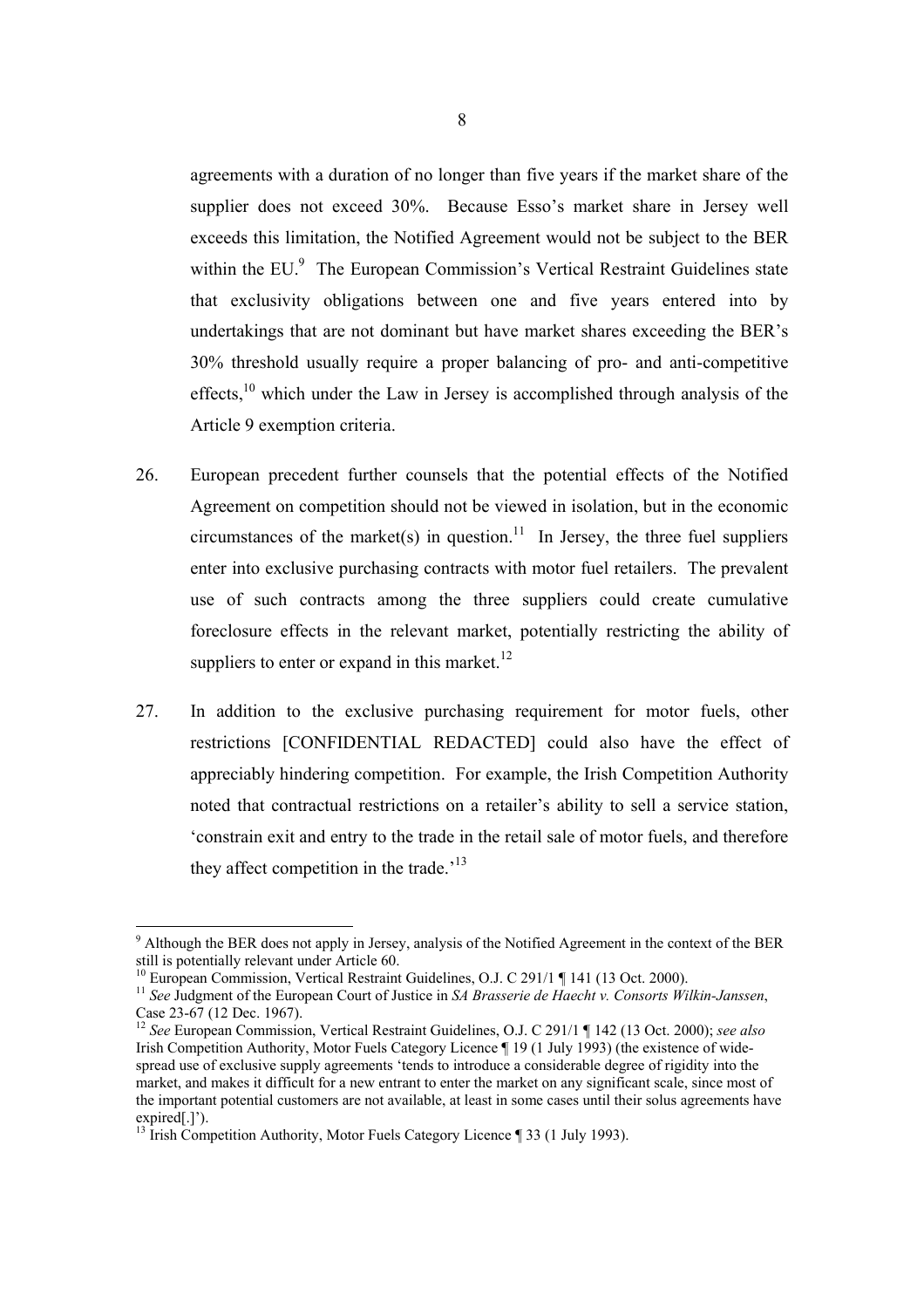agreements with a duration of no longer than five years if the market share of the supplier does not exceed 30%. Because Esso's market share in Jersey well exceeds this limitation, the Notified Agreement would not be subject to the BER within the EU.[9] The European Commission's Vertical Restraint Guidelines state that exclusivity obligations between one and five years entered into by undertakings that are not dominant but have market shares exceeding the BER's 30% threshold usually require a proper balancing of pro- and anti-competitive effects,[10] which under the Law in Jersey is accomplished through analysis of the Article 9 exemption criteria.

26. European precedent further counsels that the potential effects of the Notified Agreement on competition should not be viewed in isolation, but in the economic circumstances of the market(s) in question.[11] In Jersey, the three fuel suppliers enter into exclusive purchasing contracts with motor fuel retailers. The prevalent use of such contracts among the three suppliers could create cumulative foreclosure effects in the relevant market, potentially restricting the ability of suppliers to enter or expand in this market.[12]

27. In addition to the exclusive purchasing requirement for motor fuels, other restrictions [CONFIDENTIAL REDACTED] could also have the effect of appreciably hindering competition. For example, the Irish Competition Authority noted that contractual restrictions on a retailer's ability to sell a service station, 'constrain exit and entry to the trade in the retail sale of motor fuels, and therefore they affect competition in the trade.'[13]

---

[9] Although the BER does not apply in Jersey, analysis of the Notified Agreement in the context of the BER still is potentially relevant under Article 60.

[10] European Commission, Vertical Restraint Guidelines, O.J. C 291/1 ¶ 141 (13 Oct. 2000).

[11] *See* Judgment of the European Court of Justice in *SA Brasserie de Haecht v. Consorts Wilkin-Janssen*, Case 23-67 (12 Dec. 1967).

[12] *See* European Commission, Vertical Restraint Guidelines, O.J. C 291/1 ¶ 142 (13 Oct. 2000); *see also* Irish Competition Authority, Motor Fuels Category Licence ¶ 19 (1 July 1993) (the existence of wide-spread use of exclusive supply agreements 'tends to introduce a considerable degree of rigidity into the market, and makes it difficult for a new entrant to enter the market on any significant scale, since most of the important potential customers are not available, at least in some cases until their solus agreements have expired[.]').

[13] Irish Competition Authority, Motor Fuels Category Licence ¶ 33 (1 July 1993).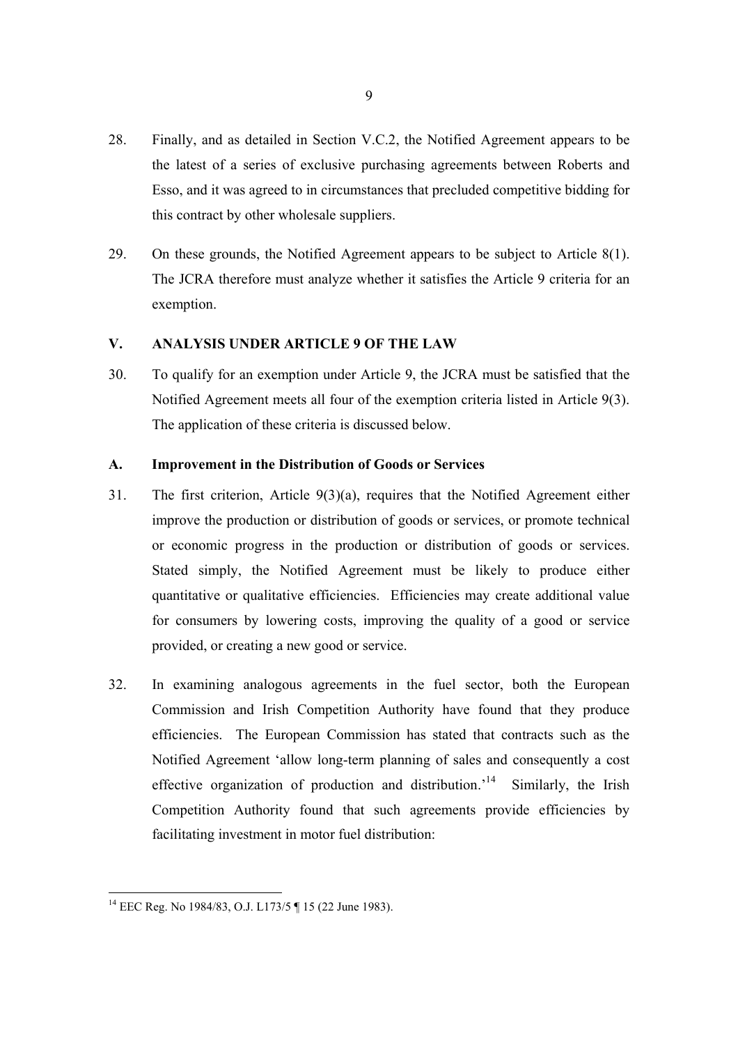28. Finally, and as detailed in Section V.C.2, the Notified Agreement appears to be the latest of a series of exclusive purchasing agreements between Roberts and Esso, and it was agreed to in circumstances that precluded competitive bidding for this contract by other wholesale suppliers.

29. On these grounds, the Notified Agreement appears to be subject to Article 8(1). The JCRA therefore must analyze whether it satisfies the Article 9 criteria for an exemption.

## V. ANALYSIS UNDER ARTICLE 9 OF THE LAW

30. To qualify for an exemption under Article 9, the JCRA must be satisfied that the Notified Agreement meets all four of the exemption criteria listed in Article 9(3). The application of these criteria is discussed below.

### A. Improvement in the Distribution of Goods or Services

31. The first criterion, Article 9(3)(a), requires that the Notified Agreement either improve the production or distribution of goods or services, or promote technical or economic progress in the production or distribution of goods or services. Stated simply, the Notified Agreement must be likely to produce either quantitative or qualitative efficiencies. Efficiencies may create additional value for consumers by lowering costs, improving the quality of a good or service provided, or creating a new good or service.

32. In examining analogous agreements in the fuel sector, both the European Commission and Irish Competition Authority have found that they produce efficiencies. The European Commission has stated that contracts such as the Notified Agreement 'allow long-term planning of sales and consequently a cost effective organization of production and distribution.'[14] Similarly, the Irish Competition Authority found that such agreements provide efficiencies by facilitating investment in motor fuel distribution:

---

[14] EEC Reg. No 1984/83, O.J. L173/5 ¶ 15 (22 June 1983).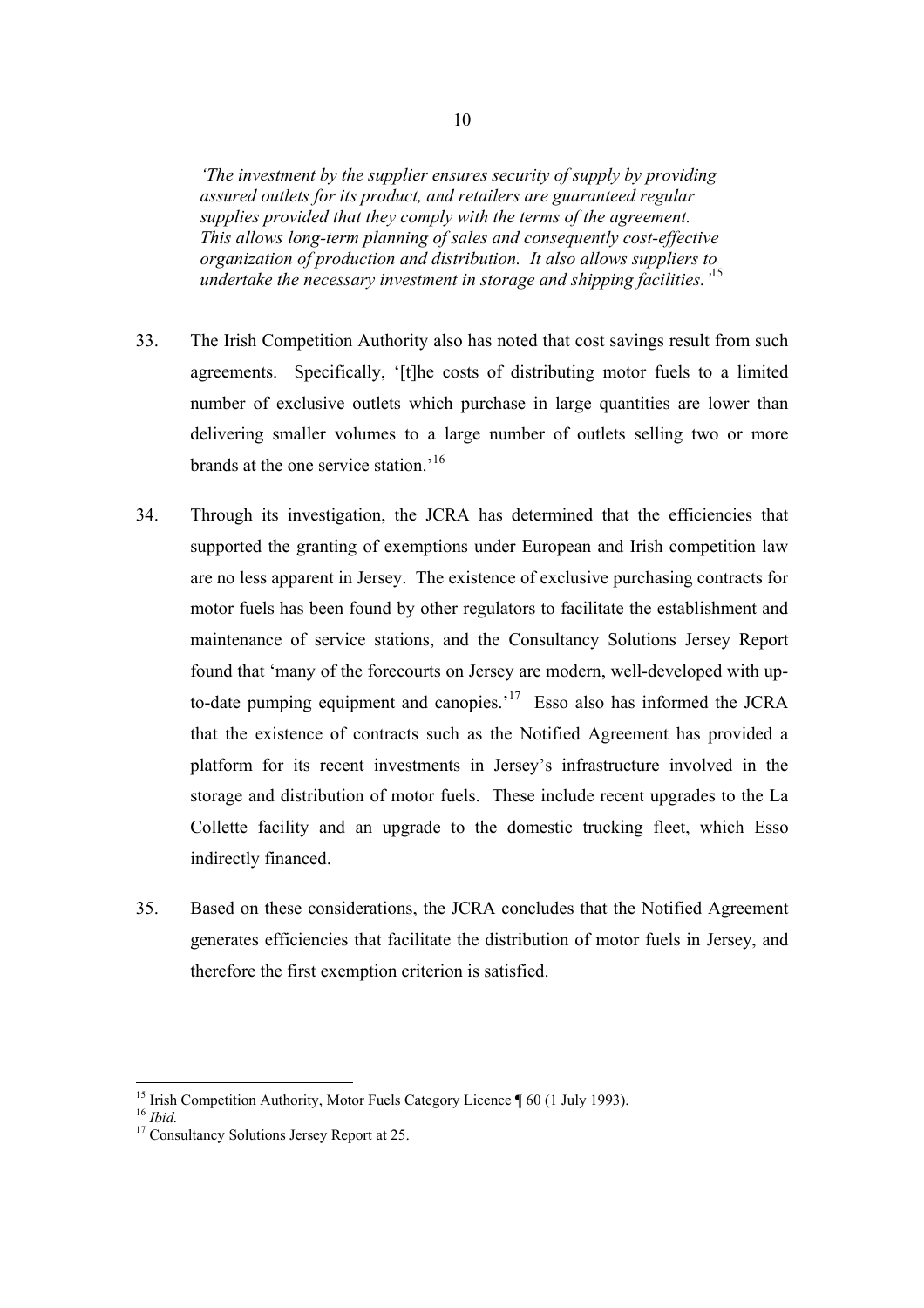*'The investment by the supplier ensures security of supply by providing assured outlets for its product, and retailers are guaranteed regular supplies provided that they comply with the terms of the agreement. This allows long-term planning of sales and consequently cost-effective organization of production and distribution. It also allows suppliers to undertake the necessary investment in storage and shipping facilities.'*[15]

33. The Irish Competition Authority also has noted that cost savings result from such agreements. Specifically, '[t]he costs of distributing motor fuels to a limited number of exclusive outlets which purchase in large quantities are lower than delivering smaller volumes to a large number of outlets selling two or more brands at the one service station.'[16]

34. Through its investigation, the JCRA has determined that the efficiencies that supported the granting of exemptions under European and Irish competition law are no less apparent in Jersey. The existence of exclusive purchasing contracts for motor fuels has been found by other regulators to facilitate the establishment and maintenance of service stations, and the Consultancy Solutions Jersey Report found that 'many of the forecourts on Jersey are modern, well-developed with up-to-date pumping equipment and canopies.'[17] Esso also has informed the JCRA that the existence of contracts such as the Notified Agreement has provided a platform for its recent investments in Jersey's infrastructure involved in the storage and distribution of motor fuels. These include recent upgrades to the La Collette facility and an upgrade to the domestic trucking fleet, which Esso indirectly financed.

35. Based on these considerations, the JCRA concludes that the Notified Agreement generates efficiencies that facilitate the distribution of motor fuels in Jersey, and therefore the first exemption criterion is satisfied.

---

[15] Irish Competition Authority, Motor Fuels Category Licence ¶ 60 (1 July 1993).

[16] *Ibid.*

[17] Consultancy Solutions Jersey Report at 25.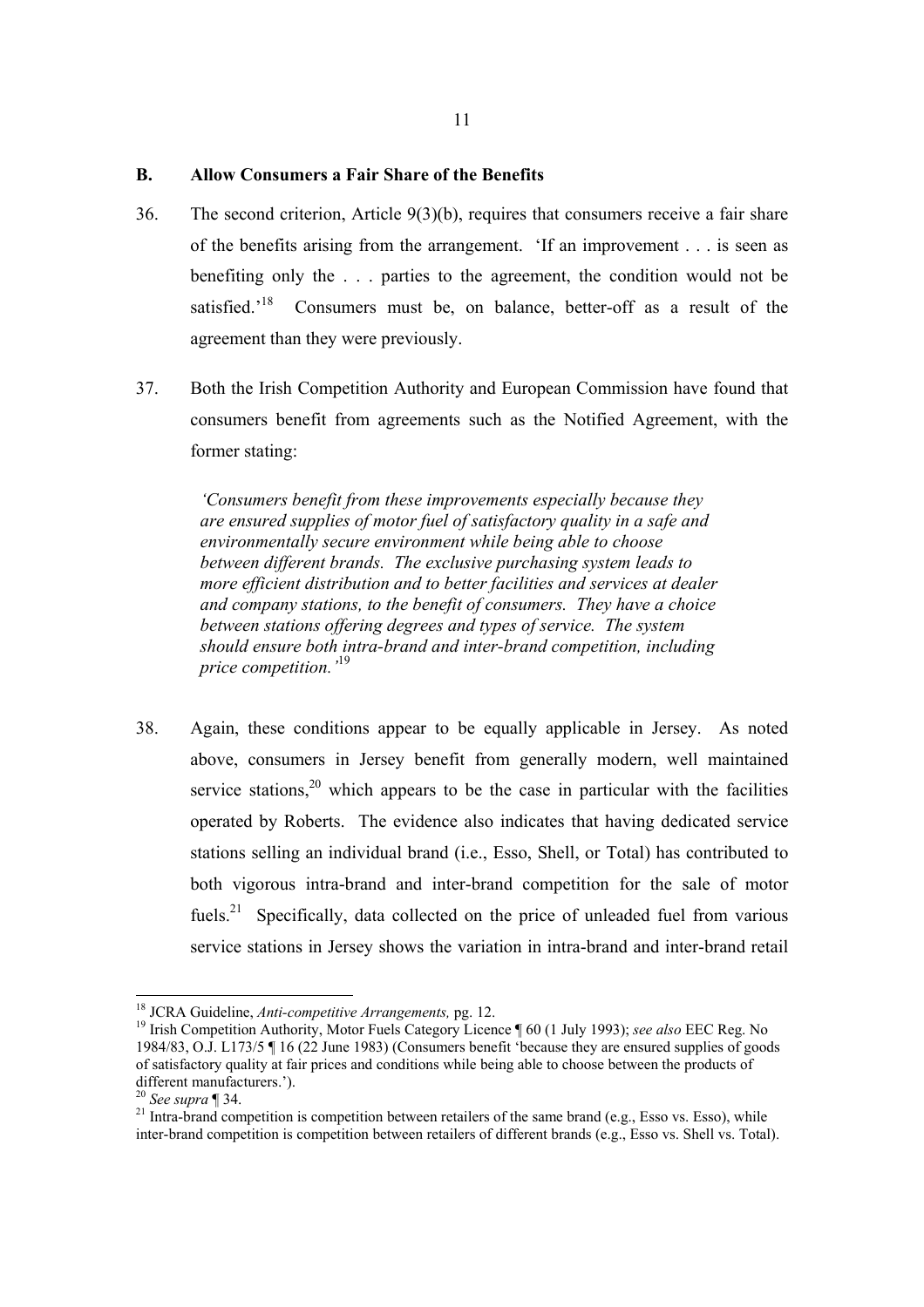## B. Allow Consumers a Fair Share of the Benefits

36. The second criterion, Article 9(3)(b), requires that consumers receive a fair share of the benefits arising from the arrangement. 'If an improvement . . . is seen as benefiting only the . . . parties to the agreement, the condition would not be satisfied.'[18] Consumers must be, on balance, better-off as a result of the agreement than they were previously.

37. Both the Irish Competition Authority and European Commission have found that consumers benefit from agreements such as the Notified Agreement, with the former stating:

> *'Consumers benefit from these improvements especially because they are ensured supplies of motor fuel of satisfactory quality in a safe and environmentally secure environment while being able to choose between different brands. The exclusive purchasing system leads to more efficient distribution and to better facilities and services at dealer and company stations, to the benefit of consumers. They have a choice between stations offering degrees and types of service. The system should ensure both intra-brand and inter-brand competition, including price competition.'*[19]

38. Again, these conditions appear to be equally applicable in Jersey. As noted above, consumers in Jersey benefit from generally modern, well maintained service stations,[20] which appears to be the case in particular with the facilities operated by Roberts. The evidence also indicates that having dedicated service stations selling an individual brand (i.e., Esso, Shell, or Total) has contributed to both vigorous intra-brand and inter-brand competition for the sale of motor fuels.[21] Specifically, data collected on the price of unleaded fuel from various service stations in Jersey shows the variation in intra-brand and inter-brand retail

---

[18] JCRA Guideline, *Anti-competitive Arrangements,* pg. 12.

[19] Irish Competition Authority, Motor Fuels Category Licence ¶ 60 (1 July 1993); *see also* EEC Reg. No 1984/83, O.J. L173/5 ¶ 16 (22 June 1983) (Consumers benefit 'because they are ensured supplies of goods of satisfactory quality at fair prices and conditions while being able to choose between the products of different manufacturers.').

[20] *See supra* ¶ 34.

[21] Intra-brand competition is competition between retailers of the same brand (e.g., Esso vs. Esso), while inter-brand competition is competition between retailers of different brands (e.g., Esso vs. Shell vs. Total).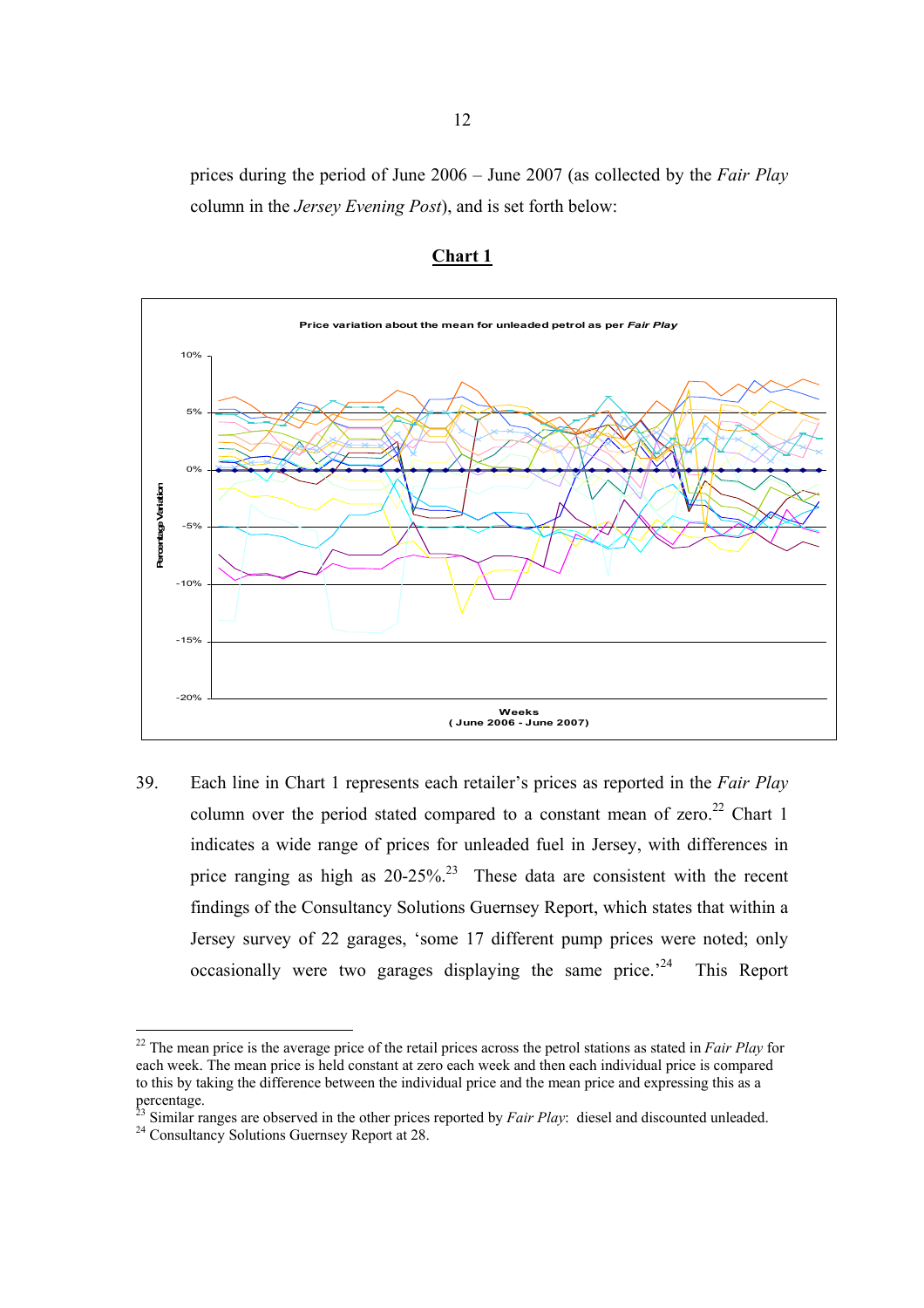prices during the period of June 2006 – June 2007 (as collected by the *Fair Play* column in the *Jersey Evening Post*), and is set forth below:

**Chart 1**

Price variation about the mean for unleaded petrol as per *Fair Play*

39. Each line in Chart 1 represents each retailer's prices as reported in the *Fair Play* column over the period stated compared to a constant mean of zero.[22] Chart 1 indicates a wide range of prices for unleaded fuel in Jersey, with differences in price ranging as high as 20-25%.[23] These data are consistent with the recent findings of the Consultancy Solutions Guernsey Report, which states that within a Jersey survey of 22 garages, 'some 17 different pump prices were noted; only occasionally were two garages displaying the same price.'[24] This Report

---

[22] The mean price is the average price of the retail prices across the petrol stations as stated in *Fair Play* for each week. The mean price is held constant at zero each week and then each individual price is compared to this by taking the difference between the individual price and the mean price and expressing this as a percentage.

[23] Similar ranges are observed in the other prices reported by *Fair Play*: diesel and discounted unleaded.

[24] Consultancy Solutions Guernsey Report at 28.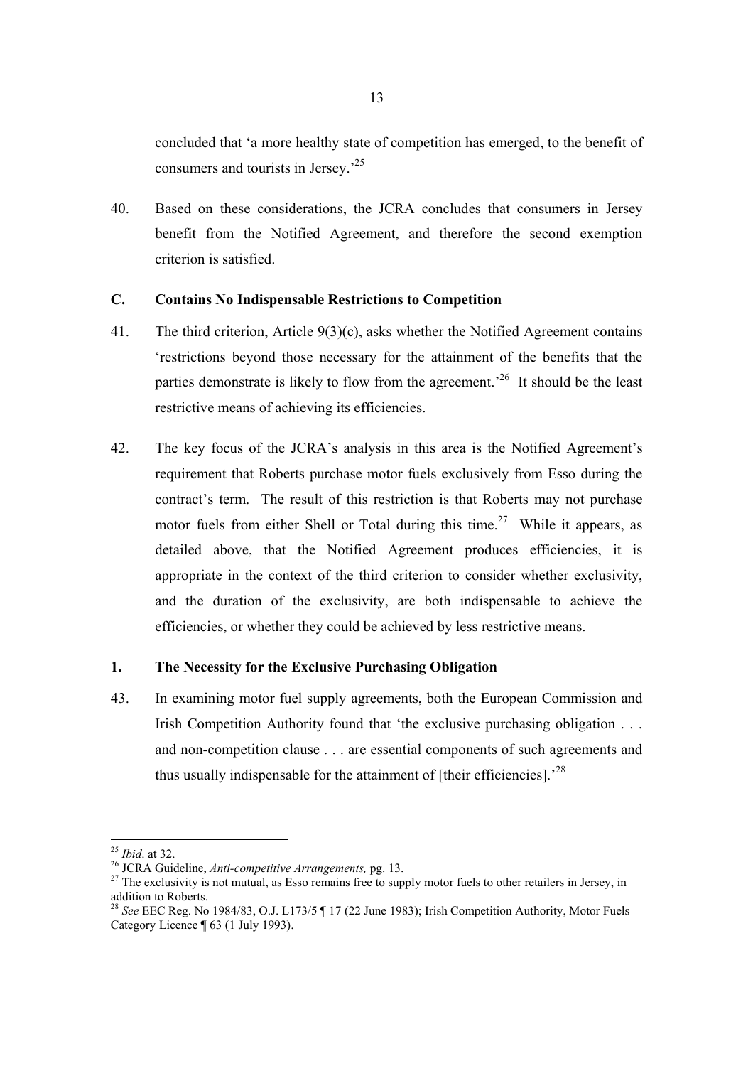concluded that 'a more healthy state of competition has emerged, to the benefit of consumers and tourists in Jersey.'[25]

40. Based on these considerations, the JCRA concludes that consumers in Jersey benefit from the Notified Agreement, and therefore the second exemption criterion is satisfied.

## C. Contains No Indispensable Restrictions to Competition

41. The third criterion, Article 9(3)(c), asks whether the Notified Agreement contains 'restrictions beyond those necessary for the attainment of the benefits that the parties demonstrate is likely to flow from the agreement.'[26] It should be the least restrictive means of achieving its efficiencies.

42. The key focus of the JCRA's analysis in this area is the Notified Agreement's requirement that Roberts purchase motor fuels exclusively from Esso during the contract's term. The result of this restriction is that Roberts may not purchase motor fuels from either Shell or Total during this time.[27] While it appears, as detailed above, that the Notified Agreement produces efficiencies, it is appropriate in the context of the third criterion to consider whether exclusivity, and the duration of the exclusivity, are both indispensable to achieve the efficiencies, or whether they could be achieved by less restrictive means.

### 1. The Necessity for the Exclusive Purchasing Obligation

43. In examining motor fuel supply agreements, both the European Commission and Irish Competition Authority found that 'the exclusive purchasing obligation . . . and non-competition clause . . . are essential components of such agreements and thus usually indispensable for the attainment of [their efficiencies].'[28]

---

[25] *Ibid*. at 32.

[26] JCRA Guideline, *Anti-competitive Arrangements,* pg. 13.

[27] The exclusivity is not mutual, as Esso remains free to supply motor fuels to other retailers in Jersey, in addition to Roberts.

[28] *See* EEC Reg. No 1984/83, O.J. L173/5 ¶ 17 (22 June 1983); Irish Competition Authority, Motor Fuels Category Licence ¶ 63 (1 July 1993).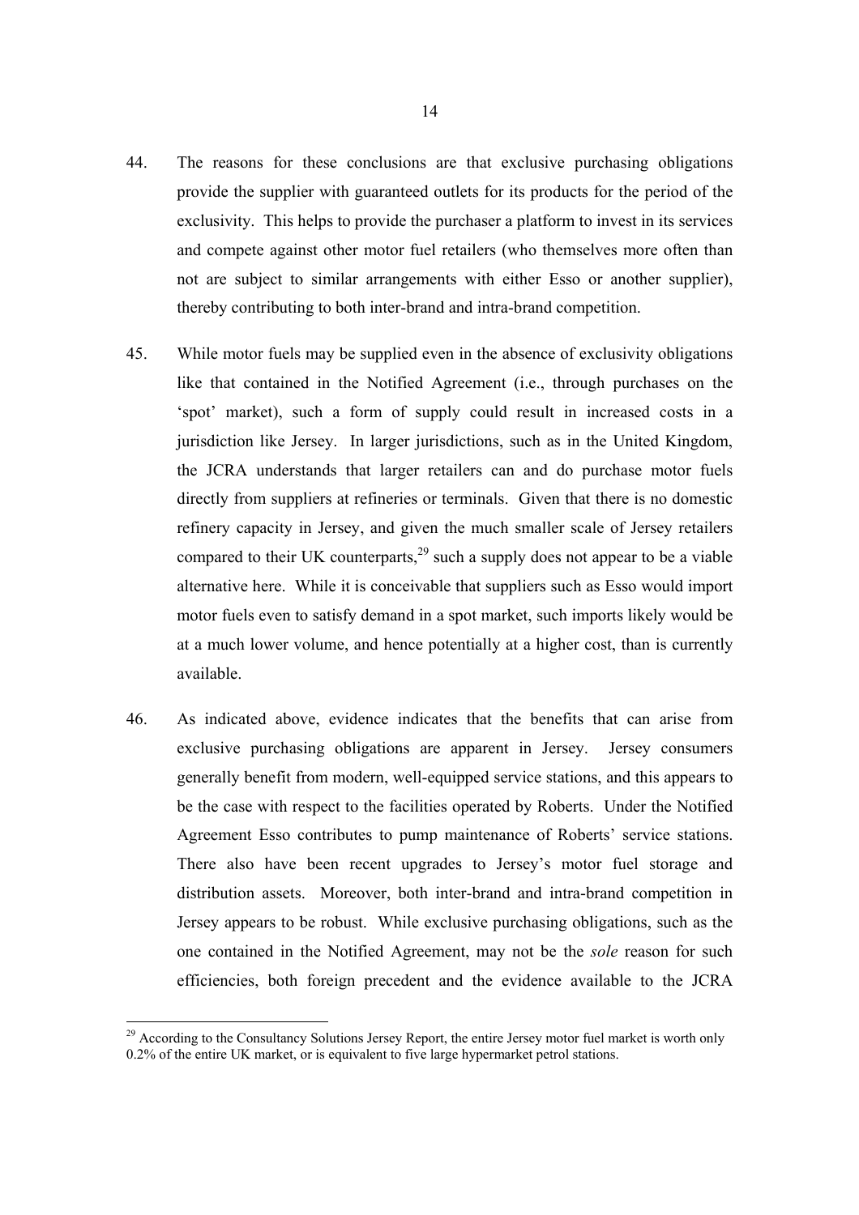44. The reasons for these conclusions are that exclusive purchasing obligations provide the supplier with guaranteed outlets for its products for the period of the exclusivity. This helps to provide the purchaser a platform to invest in its services and compete against other motor fuel retailers (who themselves more often than not are subject to similar arrangements with either Esso or another supplier), thereby contributing to both inter-brand and intra-brand competition.

45. While motor fuels may be supplied even in the absence of exclusivity obligations like that contained in the Notified Agreement (i.e., through purchases on the 'spot' market), such a form of supply could result in increased costs in a jurisdiction like Jersey. In larger jurisdictions, such as in the United Kingdom, the JCRA understands that larger retailers can and do purchase motor fuels directly from suppliers at refineries or terminals. Given that there is no domestic refinery capacity in Jersey, and given the much smaller scale of Jersey retailers compared to their UK counterparts,[29] such a supply does not appear to be a viable alternative here. While it is conceivable that suppliers such as Esso would import motor fuels even to satisfy demand in a spot market, such imports likely would be at a much lower volume, and hence potentially at a higher cost, than is currently available.

46. As indicated above, evidence indicates that the benefits that can arise from exclusive purchasing obligations are apparent in Jersey. Jersey consumers generally benefit from modern, well-equipped service stations, and this appears to be the case with respect to the facilities operated by Roberts. Under the Notified Agreement Esso contributes to pump maintenance of Roberts' service stations. There also have been recent upgrades to Jersey's motor fuel storage and distribution assets. Moreover, both inter-brand and intra-brand competition in Jersey appears to be robust. While exclusive purchasing obligations, such as the one contained in the Notified Agreement, may not be the *sole* reason for such efficiencies, both foreign precedent and the evidence available to the JCRA

---

[29] According to the Consultancy Solutions Jersey Report, the entire Jersey motor fuel market is worth only 0.2% of the entire UK market, or is equivalent to five large hypermarket petrol stations.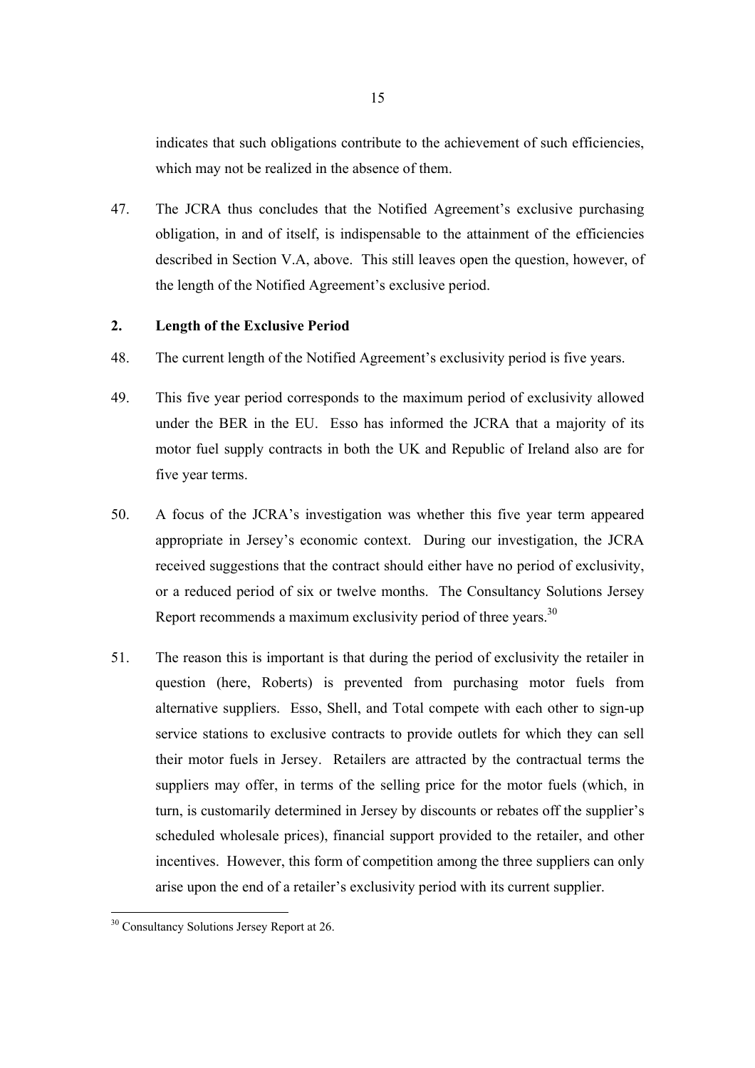indicates that such obligations contribute to the achievement of such efficiencies, which may not be realized in the absence of them.

47. The JCRA thus concludes that the Notified Agreement's exclusive purchasing obligation, in and of itself, is indispensable to the attainment of the efficiencies described in Section V.A, above. This still leaves open the question, however, of the length of the Notified Agreement's exclusive period.

### 2. Length of the Exclusive Period

48. The current length of the Notified Agreement's exclusivity period is five years.

49. This five year period corresponds to the maximum period of exclusivity allowed under the BER in the EU. Esso has informed the JCRA that a majority of its motor fuel supply contracts in both the UK and Republic of Ireland also are for five year terms.

50. A focus of the JCRA's investigation was whether this five year term appeared appropriate in Jersey's economic context. During our investigation, the JCRA received suggestions that the contract should either have no period of exclusivity, or a reduced period of six or twelve months. The Consultancy Solutions Jersey Report recommends a maximum exclusivity period of three years.[30]

51. The reason this is important is that during the period of exclusivity the retailer in question (here, Roberts) is prevented from purchasing motor fuels from alternative suppliers. Esso, Shell, and Total compete with each other to sign-up service stations to exclusive contracts to provide outlets for which they can sell their motor fuels in Jersey. Retailers are attracted by the contractual terms the suppliers may offer, in terms of the selling price for the motor fuels (which, in turn, is customarily determined in Jersey by discounts or rebates off the supplier's scheduled wholesale prices), financial support provided to the retailer, and other incentives. However, this form of competition among the three suppliers can only arise upon the end of a retailer's exclusivity period with its current supplier.

[30] Consultancy Solutions Jersey Report at 26.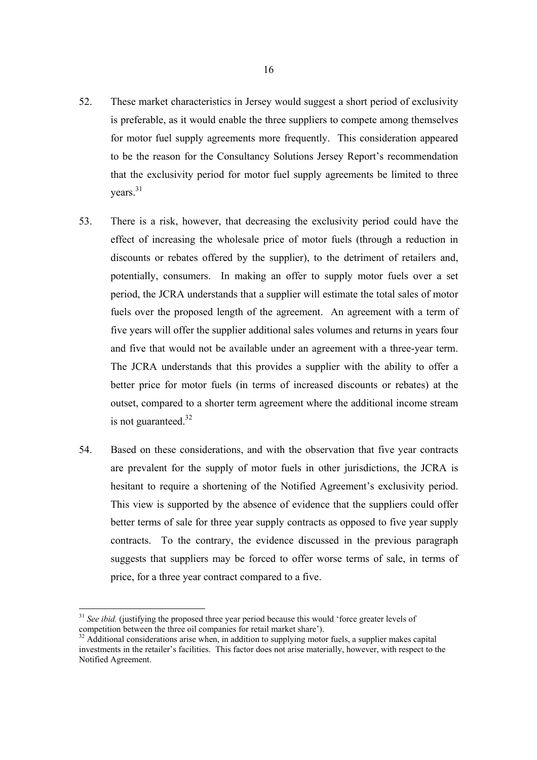52. These market characteristics in Jersey would suggest a short period of exclusivity is preferable, as it would enable the three suppliers to compete among themselves for motor fuel supply agreements more frequently. This consideration appeared to be the reason for the Consultancy Solutions Jersey Report's recommendation that the exclusivity period for motor fuel supply agreements be limited to three years.[31]

53. There is a risk, however, that decreasing the exclusivity period could have the effect of increasing the wholesale price of motor fuels (through a reduction in discounts or rebates offered by the supplier), to the detriment of retailers and, potentially, consumers. In making an offer to supply motor fuels over a set period, the JCRA understands that a supplier will estimate the total sales of motor fuels over the proposed length of the agreement. An agreement with a term of five years will offer the supplier additional sales volumes and returns in years four and five that would not be available under an agreement with a three-year term. The JCRA understands that this provides a supplier with the ability to offer a better price for motor fuels (in terms of increased discounts or rebates) at the outset, compared to a shorter term agreement where the additional income stream is not guaranteed.[32]

54. Based on these considerations, and with the observation that five year contracts are prevalent for the supply of motor fuels in other jurisdictions, the JCRA is hesitant to require a shortening of the Notified Agreement's exclusivity period. This view is supported by the absence of evidence that the suppliers could offer better terms of sale for three year supply contracts as opposed to five year supply contracts. To the contrary, the evidence discussed in the previous paragraph suggests that suppliers may be forced to offer worse terms of sale, in terms of price, for a three year contract compared to a five.

---

[31] *See ibid.* (justifying the proposed three year period because this would 'force greater levels of competition between the three oil companies for retail market share').

[32] Additional considerations arise when, in addition to supplying motor fuels, a supplier makes capital investments in the retailer's facilities. This factor does not arise materially, however, with respect to the Notified Agreement.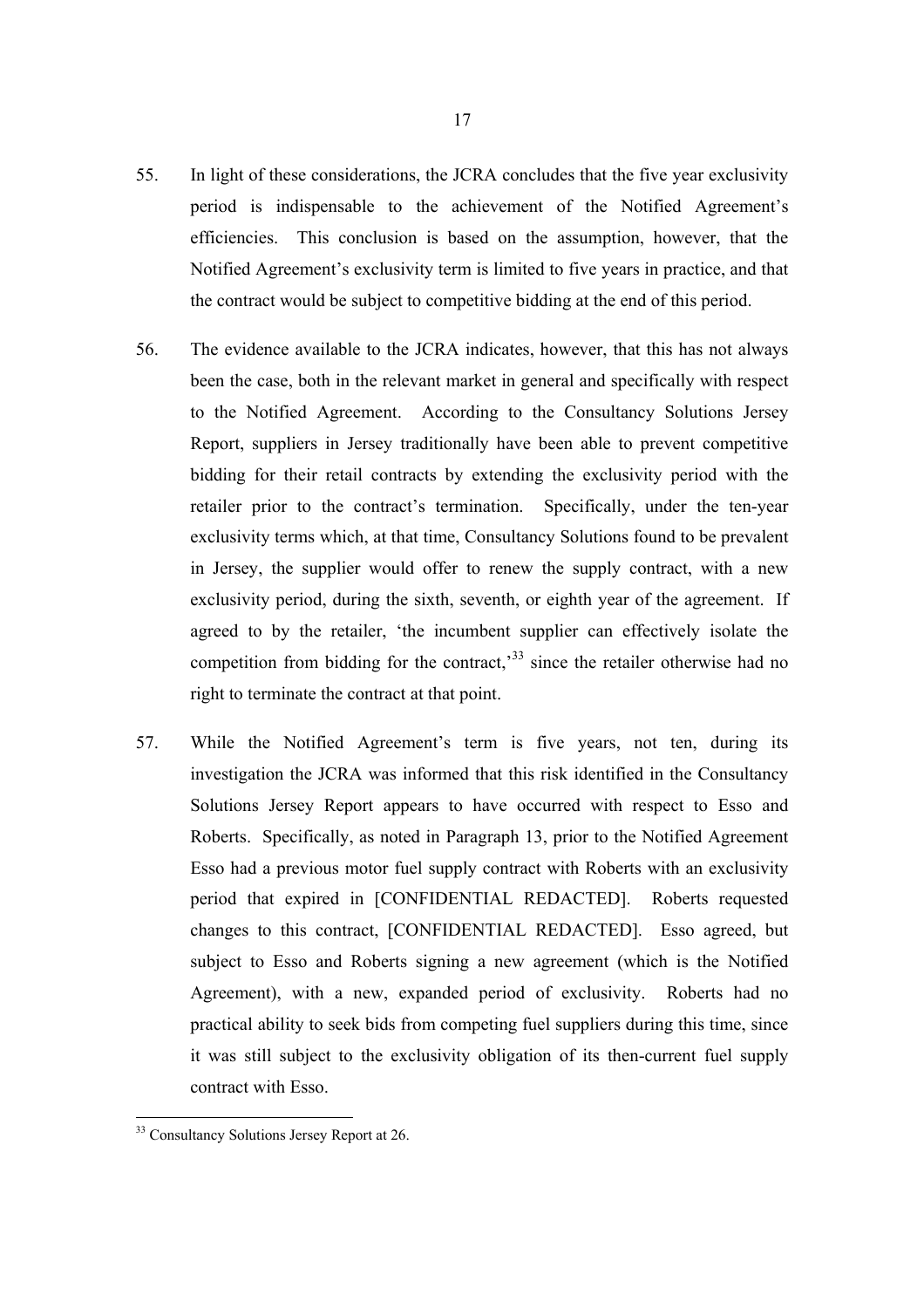55. In light of these considerations, the JCRA concludes that the five year exclusivity period is indispensable to the achievement of the Notified Agreement's efficiencies. This conclusion is based on the assumption, however, that the Notified Agreement's exclusivity term is limited to five years in practice, and that the contract would be subject to competitive bidding at the end of this period.

56. The evidence available to the JCRA indicates, however, that this has not always been the case, both in the relevant market in general and specifically with respect to the Notified Agreement. According to the Consultancy Solutions Jersey Report, suppliers in Jersey traditionally have been able to prevent competitive bidding for their retail contracts by extending the exclusivity period with the retailer prior to the contract's termination. Specifically, under the ten-year exclusivity terms which, at that time, Consultancy Solutions found to be prevalent in Jersey, the supplier would offer to renew the supply contract, with a new exclusivity period, during the sixth, seventh, or eighth year of the agreement. If agreed to by the retailer, 'the incumbent supplier can effectively isolate the competition from bidding for the contract,'[33] since the retailer otherwise had no right to terminate the contract at that point.

57. While the Notified Agreement's term is five years, not ten, during its investigation the JCRA was informed that this risk identified in the Consultancy Solutions Jersey Report appears to have occurred with respect to Esso and Roberts. Specifically, as noted in Paragraph 13, prior to the Notified Agreement Esso had a previous motor fuel supply contract with Roberts with an exclusivity period that expired in [CONFIDENTIAL REDACTED]. Roberts requested changes to this contract, [CONFIDENTIAL REDACTED]. Esso agreed, but subject to Esso and Roberts signing a new agreement (which is the Notified Agreement), with a new, expanded period of exclusivity. Roberts had no practical ability to seek bids from competing fuel suppliers during this time, since it was still subject to the exclusivity obligation of its then-current fuel supply contract with Esso.

---

[33] Consultancy Solutions Jersey Report at 26.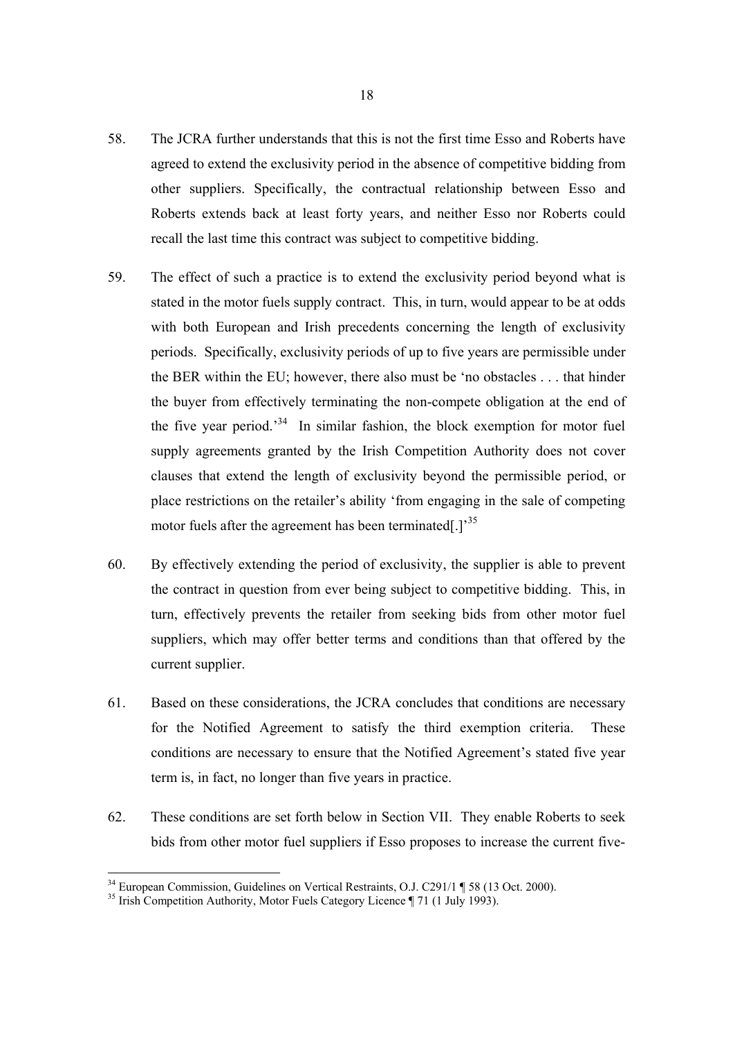58. The JCRA further understands that this is not the first time Esso and Roberts have agreed to extend the exclusivity period in the absence of competitive bidding from other suppliers. Specifically, the contractual relationship between Esso and Roberts extends back at least forty years, and neither Esso nor Roberts could recall the last time this contract was subject to competitive bidding.

59. The effect of such a practice is to extend the exclusivity period beyond what is stated in the motor fuels supply contract. This, in turn, would appear to be at odds with both European and Irish precedents concerning the length of exclusivity periods. Specifically, exclusivity periods of up to five years are permissible under the BER within the EU; however, there also must be 'no obstacles . . . that hinder the buyer from effectively terminating the non-compete obligation at the end of the five year period.'[34] In similar fashion, the block exemption for motor fuel supply agreements granted by the Irish Competition Authority does not cover clauses that extend the length of exclusivity beyond the permissible period, or place restrictions on the retailer's ability 'from engaging in the sale of competing motor fuels after the agreement has been terminated[.]'[35]

60. By effectively extending the period of exclusivity, the supplier is able to prevent the contract in question from ever being subject to competitive bidding. This, in turn, effectively prevents the retailer from seeking bids from other motor fuel suppliers, which may offer better terms and conditions than that offered by the current supplier.

61. Based on these considerations, the JCRA concludes that conditions are necessary for the Notified Agreement to satisfy the third exemption criteria. These conditions are necessary to ensure that the Notified Agreement's stated five year term is, in fact, no longer than five years in practice.

62. These conditions are set forth below in Section VII. They enable Roberts to seek bids from other motor fuel suppliers if Esso proposes to increase the current five-

---

[34] European Commission, Guidelines on Vertical Restraints, O.J. C291/1 ¶ 58 (13 Oct. 2000).

[35] Irish Competition Authority, Motor Fuels Category Licence ¶ 71 (1 July 1993).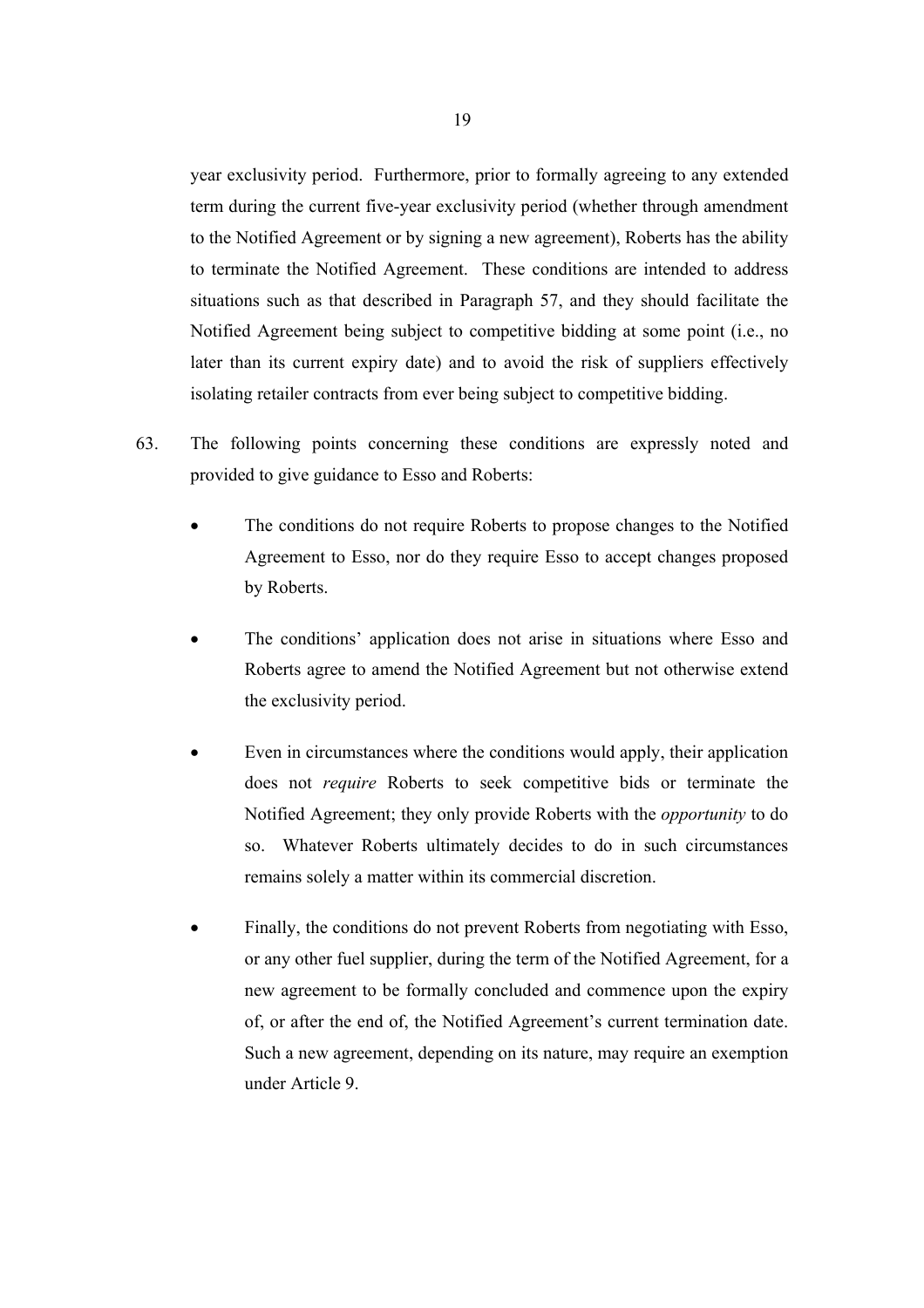year exclusivity period. Furthermore, prior to formally agreeing to any extended term during the current five-year exclusivity period (whether through amendment to the Notified Agreement or by signing a new agreement), Roberts has the ability to terminate the Notified Agreement. These conditions are intended to address situations such as that described in Paragraph 57, and they should facilitate the Notified Agreement being subject to competitive bidding at some point (i.e., no later than its current expiry date) and to avoid the risk of suppliers effectively isolating retailer contracts from ever being subject to competitive bidding.

63. The following points concerning these conditions are expressly noted and provided to give guidance to Esso and Roberts:

- The conditions do not require Roberts to propose changes to the Notified Agreement to Esso, nor do they require Esso to accept changes proposed by Roberts.

- The conditions' application does not arise in situations where Esso and Roberts agree to amend the Notified Agreement but not otherwise extend the exclusivity period.

- Even in circumstances where the conditions would apply, their application does not *require* Roberts to seek competitive bids or terminate the Notified Agreement; they only provide Roberts with the *opportunity* to do so. Whatever Roberts ultimately decides to do in such circumstances remains solely a matter within its commercial discretion.

- Finally, the conditions do not prevent Roberts from negotiating with Esso, or any other fuel supplier, during the term of the Notified Agreement, for a new agreement to be formally concluded and commence upon the expiry of, or after the end of, the Notified Agreement's current termination date. Such a new agreement, depending on its nature, may require an exemption under Article 9.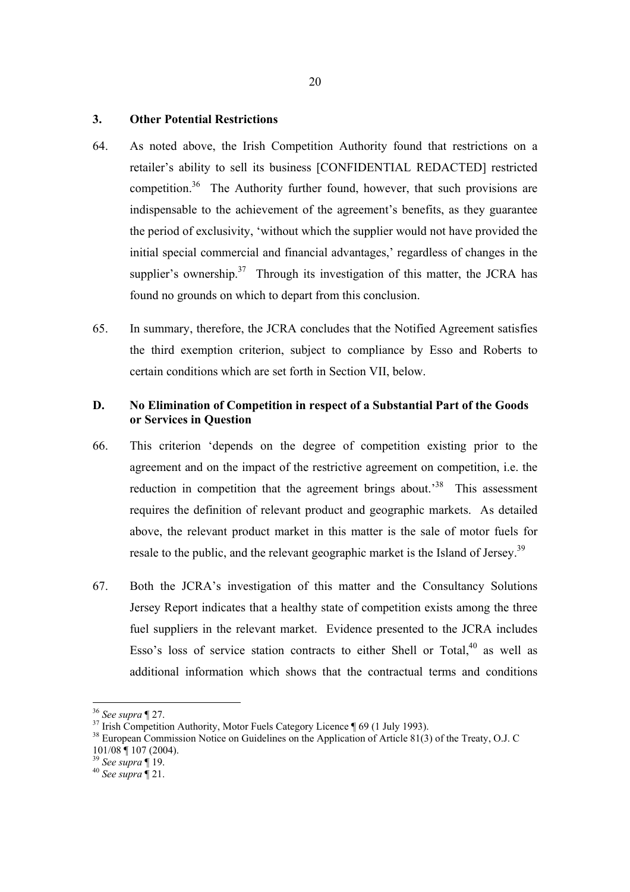### 3. Other Potential Restrictions

64. As noted above, the Irish Competition Authority found that restrictions on a retailer's ability to sell its business [CONFIDENTIAL REDACTED] restricted competition.[36] The Authority further found, however, that such provisions are indispensable to the achievement of the agreement's benefits, as they guarantee the period of exclusivity, 'without which the supplier would not have provided the initial special commercial and financial advantages,' regardless of changes in the supplier's ownership.[37] Through its investigation of this matter, the JCRA has found no grounds on which to depart from this conclusion.

65. In summary, therefore, the JCRA concludes that the Notified Agreement satisfies the third exemption criterion, subject to compliance by Esso and Roberts to certain conditions which are set forth in Section VII, below.

### D. No Elimination of Competition in respect of a Substantial Part of the Goods or Services in Question

66. This criterion 'depends on the degree of competition existing prior to the agreement and on the impact of the restrictive agreement on competition, i.e. the reduction in competition that the agreement brings about.'[38] This assessment requires the definition of relevant product and geographic markets. As detailed above, the relevant product market in this matter is the sale of motor fuels for resale to the public, and the relevant geographic market is the Island of Jersey.[39]

67. Both the JCRA's investigation of this matter and the Consultancy Solutions Jersey Report indicates that a healthy state of competition exists among the three fuel suppliers in the relevant market. Evidence presented to the JCRA includes Esso's loss of service station contracts to either Shell or Total,[40] as well as additional information which shows that the contractual terms and conditions

---

[36] *See supra* ¶ 27.

[37] Irish Competition Authority, Motor Fuels Category Licence ¶ 69 (1 July 1993).

[38] European Commission Notice on Guidelines on the Application of Article 81(3) of the Treaty, O.J. C 101/08 ¶ 107 (2004).

[39] *See supra* ¶ 19.

[40] *See supra* ¶ 21.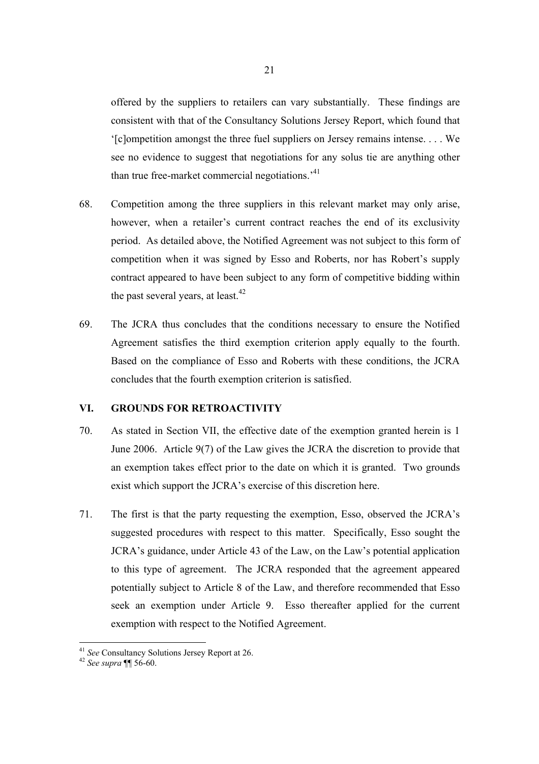offered by the suppliers to retailers can vary substantially. These findings are consistent with that of the Consultancy Solutions Jersey Report, which found that '[c]ompetition amongst the three fuel suppliers on Jersey remains intense. . . . We see no evidence to suggest that negotiations for any solus tie are anything other than true free-market commercial negotiations.'[41]

68. Competition among the three suppliers in this relevant market may only arise, however, when a retailer's current contract reaches the end of its exclusivity period. As detailed above, the Notified Agreement was not subject to this form of competition when it was signed by Esso and Roberts, nor has Robert's supply contract appeared to have been subject to any form of competitive bidding within the past several years, at least.[42]

69. The JCRA thus concludes that the conditions necessary to ensure the Notified Agreement satisfies the third exemption criterion apply equally to the fourth. Based on the compliance of Esso and Roberts with these conditions, the JCRA concludes that the fourth exemption criterion is satisfied.

## VI. GROUNDS FOR RETROACTIVITY

70. As stated in Section VII, the effective date of the exemption granted herein is 1 June 2006. Article 9(7) of the Law gives the JCRA the discretion to provide that an exemption takes effect prior to the date on which it is granted. Two grounds exist which support the JCRA's exercise of this discretion here.

71. The first is that the party requesting the exemption, Esso, observed the JCRA's suggested procedures with respect to this matter. Specifically, Esso sought the JCRA's guidance, under Article 43 of the Law, on the Law's potential application to this type of agreement. The JCRA responded that the agreement appeared potentially subject to Article 8 of the Law, and therefore recommended that Esso seek an exemption under Article 9. Esso thereafter applied for the current exemption with respect to the Notified Agreement.

---

[41] *See* Consultancy Solutions Jersey Report at 26.

[42] *See supra* ¶¶ 56-60.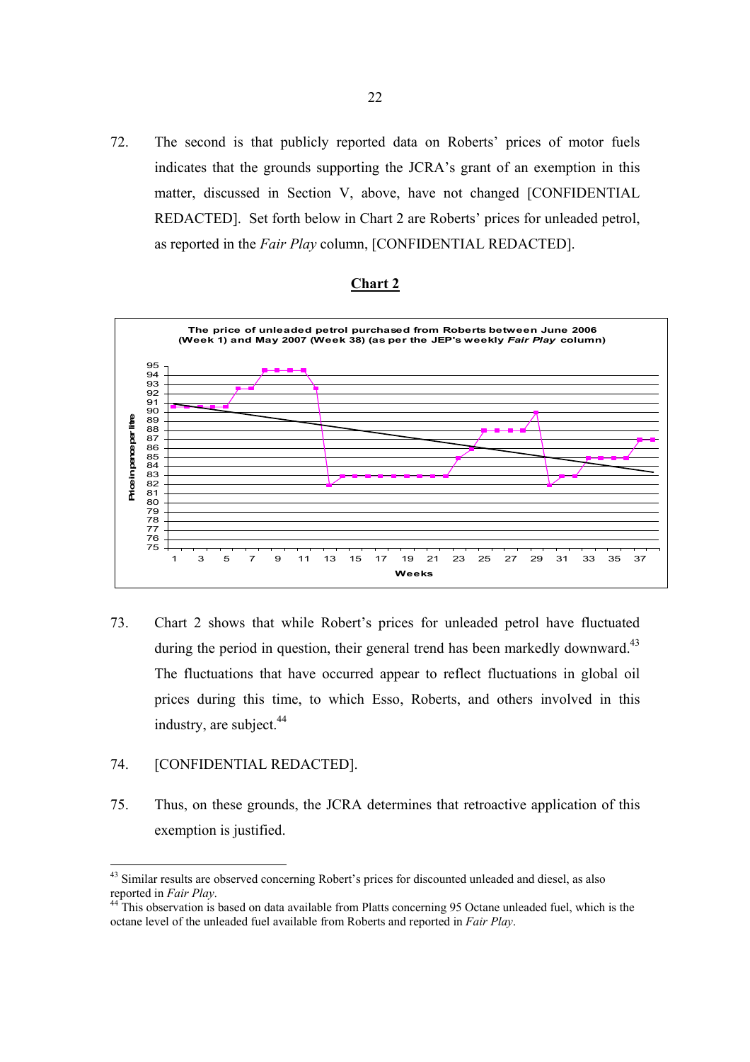72. The second is that publicly reported data on Roberts' prices of motor fuels indicates that the grounds supporting the JCRA's grant of an exemption in this matter, discussed in Section V, above, have not changed [CONFIDENTIAL REDACTED]. Set forth below in Chart 2 are Roberts' prices for unleaded petrol, as reported in the *Fair Play* column, [CONFIDENTIAL REDACTED].

**Chart 2**

**The price of unleaded petrol purchased from Roberts between June 2006 (Week 1) and May 2007 (Week 38) (as per the JEP's weekly *Fair Play* column)**

73. Chart 2 shows that while Robert's prices for unleaded petrol have fluctuated during the period in question, their general trend has been markedly downward.[43] The fluctuations that have occurred appear to reflect fluctuations in global oil prices during this time, to which Esso, Roberts, and others involved in this industry, are subject.[44]

74. [CONFIDENTIAL REDACTED].

75. Thus, on these grounds, the JCRA determines that retroactive application of this exemption is justified.

---

[43] Similar results are observed concerning Robert's prices for discounted unleaded and diesel, as also reported in *Fair Play*.

[44] This observation is based on data available from Platts concerning 95 Octane unleaded fuel, which is the octane level of the unleaded fuel available from Roberts and reported in *Fair Play*.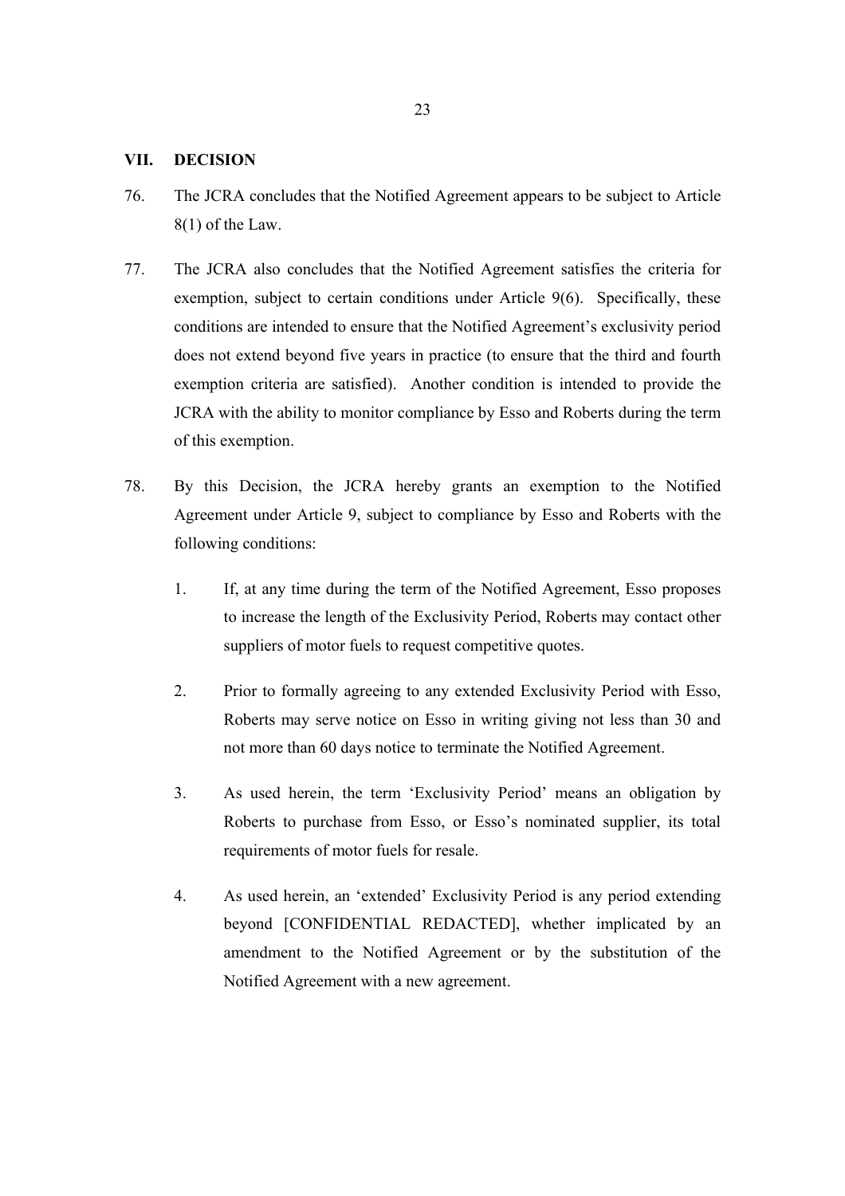## VII. DECISION

76. The JCRA concludes that the Notified Agreement appears to be subject to Article 8(1) of the Law.

77. The JCRA also concludes that the Notified Agreement satisfies the criteria for exemption, subject to certain conditions under Article 9(6). Specifically, these conditions are intended to ensure that the Notified Agreement's exclusivity period does not extend beyond five years in practice (to ensure that the third and fourth exemption criteria are satisfied). Another condition is intended to provide the JCRA with the ability to monitor compliance by Esso and Roberts during the term of this exemption.

78. By this Decision, the JCRA hereby grants an exemption to the Notified Agreement under Article 9, subject to compliance by Esso and Roberts with the following conditions:

    1. If, at any time during the term of the Notified Agreement, Esso proposes to increase the length of the Exclusivity Period, Roberts may contact other suppliers of motor fuels to request competitive quotes.

    2. Prior to formally agreeing to any extended Exclusivity Period with Esso, Roberts may serve notice on Esso in writing giving not less than 30 and not more than 60 days notice to terminate the Notified Agreement.

    3. As used herein, the term 'Exclusivity Period' means an obligation by Roberts to purchase from Esso, or Esso's nominated supplier, its total requirements of motor fuels for resale.

    4. As used herein, an 'extended' Exclusivity Period is any period extending beyond [CONFIDENTIAL REDACTED], whether implicated by an amendment to the Notified Agreement or by the substitution of the Notified Agreement with a new agreement.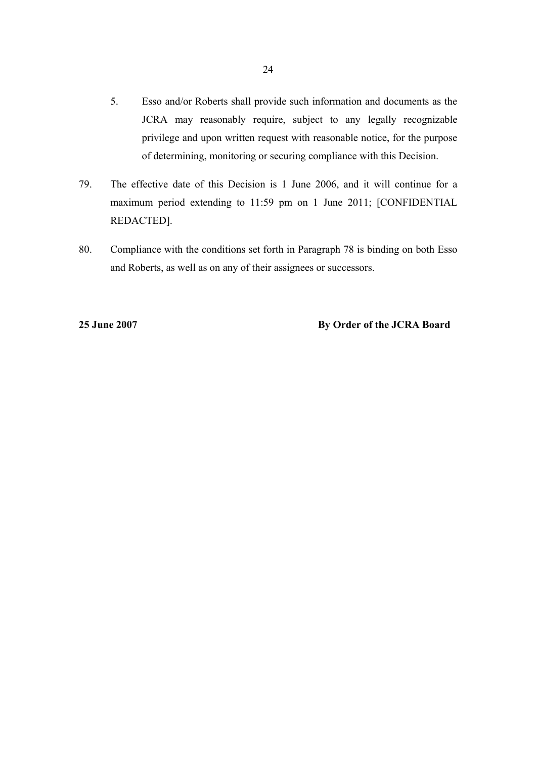5. Esso and/or Roberts shall provide such information and documents as the JCRA may reasonably require, subject to any legally recognizable privilege and upon written request with reasonable notice, for the purpose of determining, monitoring or securing compliance with this Decision.

79. The effective date of this Decision is 1 June 2006, and it will continue for a maximum period extending to 11:59 pm on 1 June 2011; [CONFIDENTIAL REDACTED].

80. Compliance with the conditions set forth in Paragraph 78 is binding on both Esso and Roberts, as well as on any of their assignees or successors.

**25 June 2007** **By Order of the JCRA Board**